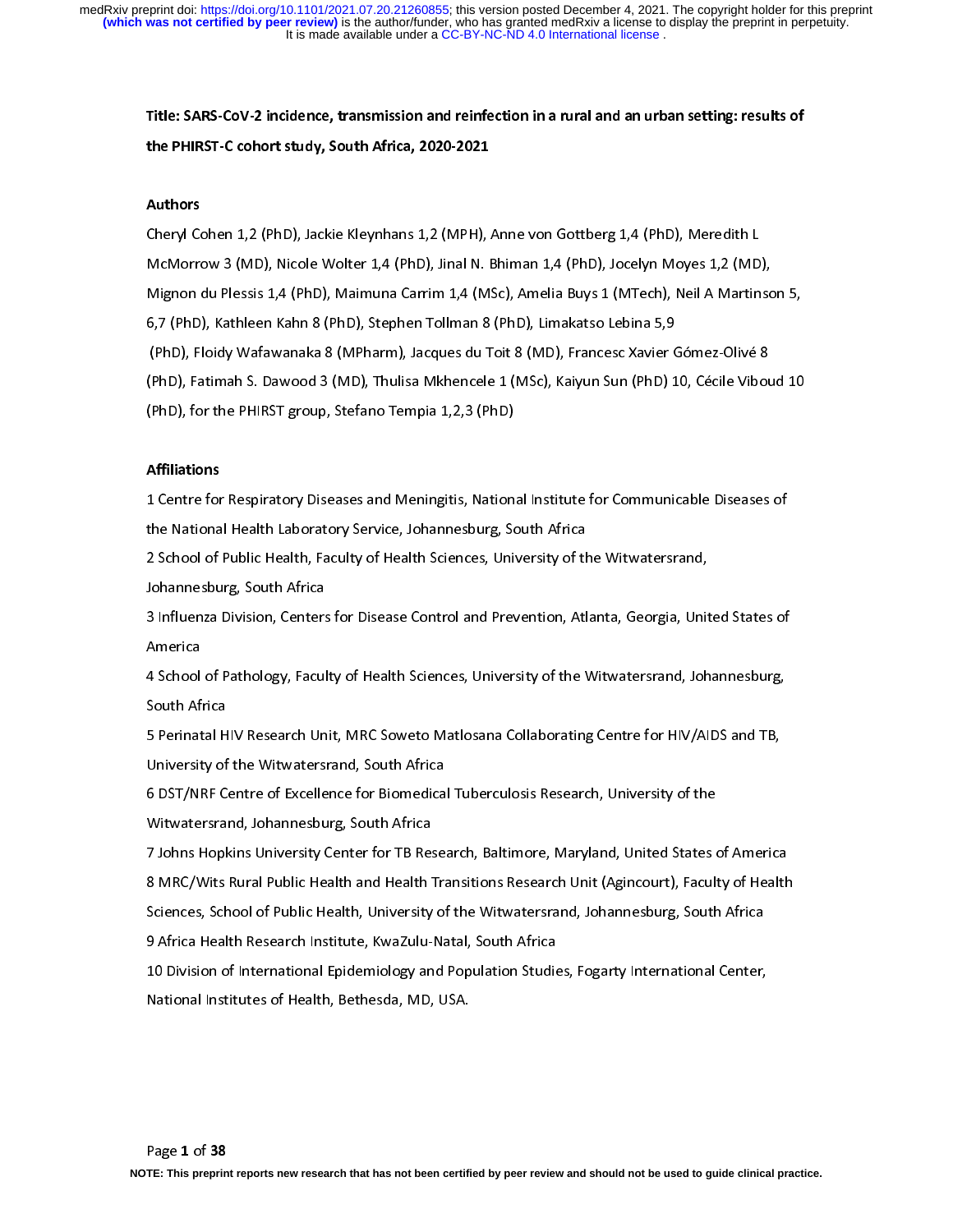**Title: SARS-CoV-2 incidence, transmission and reinfection in a rural and an urban setting: results of the PHIRST-C cohort study, South Africa, 2020-2021**

**Authors**

Cheryl Cohen 1,2 (PhD), Jackie Kleynhans 1,2 (MPH), Anne von Gottberg 1,4 (PhD), Meredith L McMorrow 3 (MD), Nicole Wolter 1,4 (PhD), Jinal N. Bhiman 1,4 (PhD), Jocelyn Moyes 1,2 (MD), Mignon du Plessis 1,4 (PhD), Maimuna Carrim 1,4 (MSc), Amelia Buys 1 (MTech), Neil A Martinson 5, 6,7 (PhD), Kathleen Kahn 8 (PhD), Stephen Tollman 8 (PhD), Limakatso Lebina 5,9 (PhD), Floidy Wafawanaka 8 (MPharm), Jacques du Toit 8 (MD), Francesc Xavier Gómez-Olivé 8 (PhD), Fatimah S. Dawood 3 (MD), Thulisa Mkhencele 1 (MSc), Kaiyun Sun (PhD) 10, Cécile Viboud 10 (PhD), for the PHIRST group, Stefano Tempia 1,2,3 (PhD)

**Affiliations**

1 Centre for Respiratory Diseases and Meningitis, National Institute for Communicable Diseases of the National Health Laboratory Service, Johannesburg, South Africa

2 School of Public Health, Faculty of Health Sciences, University of the Witwatersrand, Johannesburg, South Africa

3 Influenza Division, Centers for Disease Control and Prevention, Atlanta, Georgia, United States of America

4 School of Pathology, Faculty of Health Sciences, University of the Witwatersrand, Johannesburg, South Africa

5 Perinatal HIV Research Unit, MRC Soweto Matlosana Collaborating Centre for HIV/AIDS and TB, University of the Witwatersrand, South Africa

6 DST/NRF Centre of Excellence for Biomedical Tuberculosis Research, University of the Witwatersrand, Johannesburg, South Africa

7 Johns Hopkins University Center for TB Research, Baltimore, Maryland, United States of America

8 MRC/Wits Rural Public Health and Health Transitions Research Unit (Agincourt), Faculty of Health Sciences, School of Public Health, University of the Witwatersrand, Johannesburg, South Africa

9 Africa Health Research Institute, KwaZulu-Natal, South Africa

10 Division of International Epidemiology and Population Studies, Fogarty International Center, National Institutes of Health, Bethesda, MD, USA.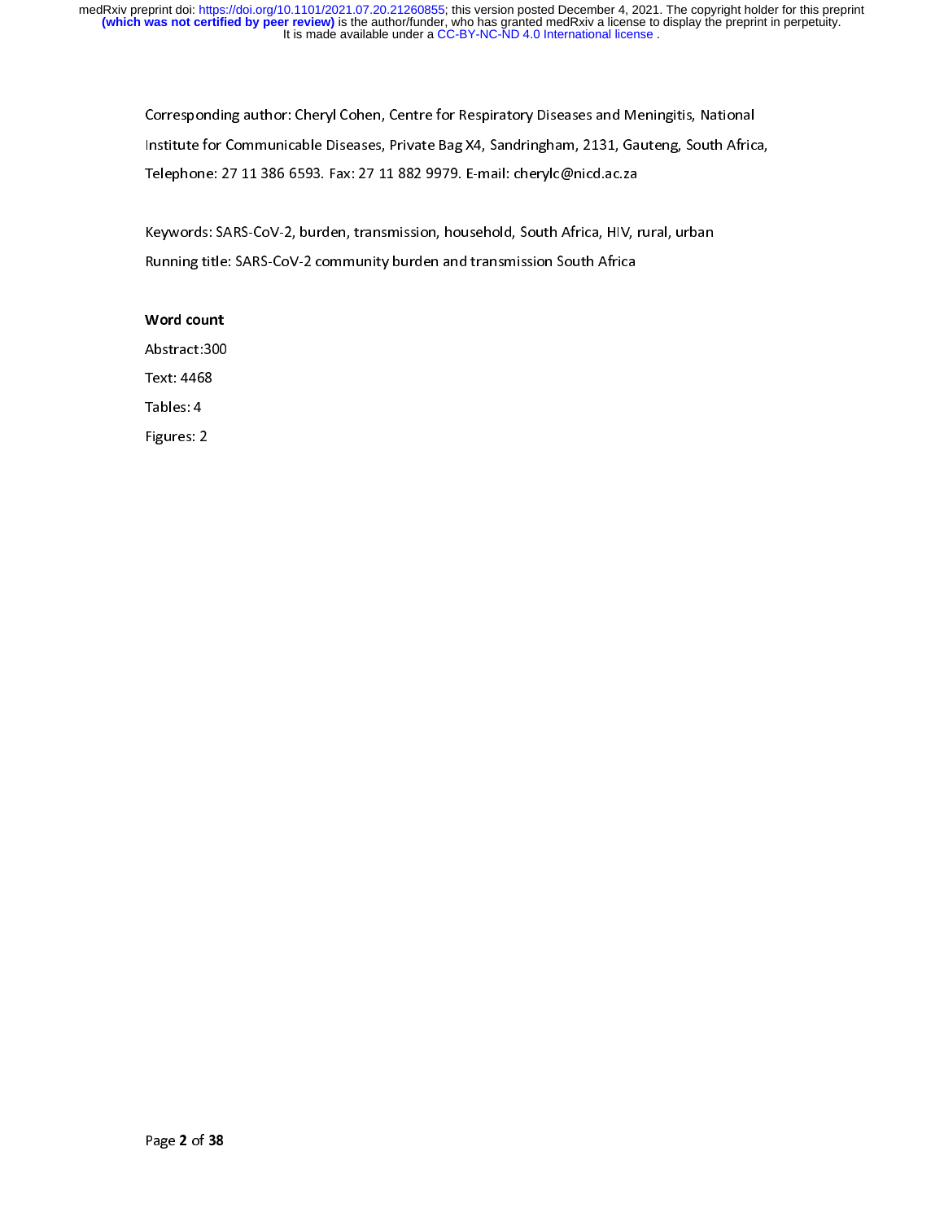Corresponding author: Cheryl Cohen, Centre for Respiratory Diseases and Meningitis, National Institute for Communicable Diseases, Private Bag X4, Sandringham, 2131, Gauteng, South Africa, Telephone: 27 11 386 6593. Fax: 27 11 882 9979. E-mail: cherylc@nicd.ac.za

Keywords: SARS-CoV-2, burden, transmission, household, South Africa, HIV, rural, urban

Running title: SARS-CoV-2 community burden and transmission South Africa

**Word count**

Abstract:300

Text: 4468

Tables: 4

Figures: 2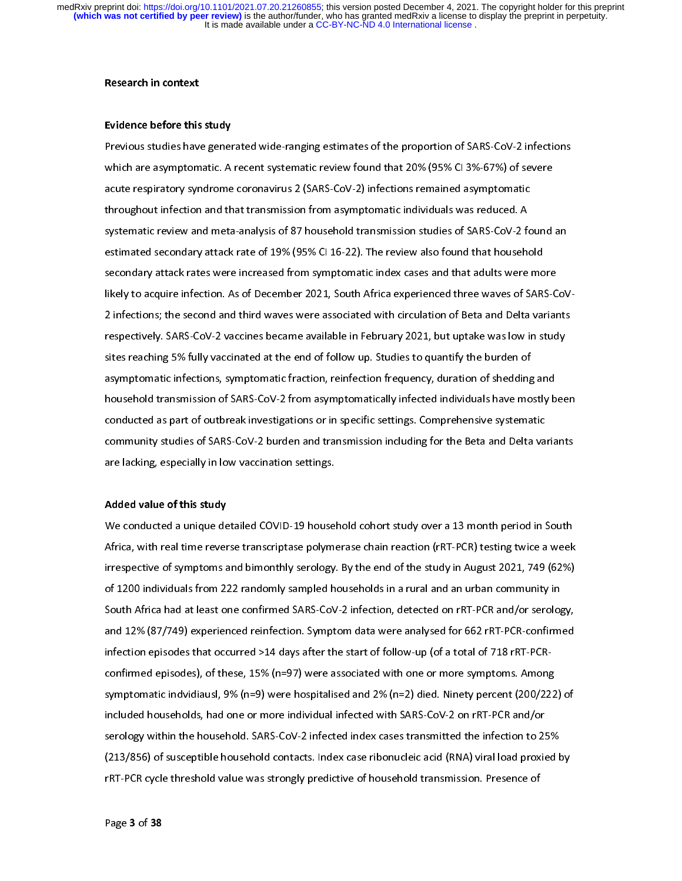## Research in context

### Evidence before this study

Previous studies have generated wide-ranging estimates of the proportion of SARS-CoV-2 infections which are asymptomatic. A recent systematic review found that 20% (95% CI 3%-67%) of severe acute respiratory syndrome coronavirus 2 (SARS-CoV-2) infections remained asymptomatic throughout infection and that transmission from asymptomatic individuals was reduced. A systematic review and meta-analysis of 87 household transmission studies of SARS-CoV-2 found an estimated secondary attack rate of 19% (95% CI 16-22). The review also found that household secondary attack rates were increased from symptomatic index cases and that adults were more likely to acquire infection. As of December 2021, South Africa experienced three waves of SARS-CoV-2 infections; the second and third waves were associated with circulation of Beta and Delta variants respectively. SARS-CoV-2 vaccines became available in February 2021, but uptake was low in study sites reaching 5% fully vaccinated at the end of follow up. Studies to quantify the burden of asymptomatic infections, symptomatic fraction, reinfection frequency, duration of shedding and household transmission of SARS-CoV-2 from asymptomatically infected individuals have mostly been conducted as part of outbreak investigations or in specific settings. Comprehensive systematic community studies of SARS-CoV-2 burden and transmission including for the Beta and Delta variants are lacking, especially in low vaccination settings.

### Added value of this study

We conducted a unique detailed COVID-19 household cohort study over a 13 month period in South Africa, with real time reverse transcriptase polymerase chain reaction (rRT-PCR) testing twice a week irrespective of symptoms and bimonthly serology. By the end of the study in August 2021, 749 (62%) of 1200 individuals from 222 randomly sampled households in a rural and an urban community in South Africa had at least one confirmed SARS-CoV-2 infection, detected on rRT-PCR and/or serology, and 12% (87/749) experienced reinfection. Symptom data were analysed for 662 rRT-PCR-confirmed infection episodes that occurred >14 days after the start of follow-up (of a total of 718 rRT-PCR-confirmed episodes), of these, 15% (n=97) were associated with one or more symptoms. Among symptomatic indvidiausl, 9% (n=9) were hospitalised and 2% (n=2) died. Ninety percent (200/222) of included households, had one or more individual infected with SARS-CoV-2 on rRT-PCR and/or serology within the household. SARS-CoV-2 infected index cases transmitted the infection to 25% (213/856) of susceptible household contacts. Index case ribonucleic acid (RNA) viral load proxied by rRT-PCR cycle threshold value was strongly predictive of household transmission. Presence of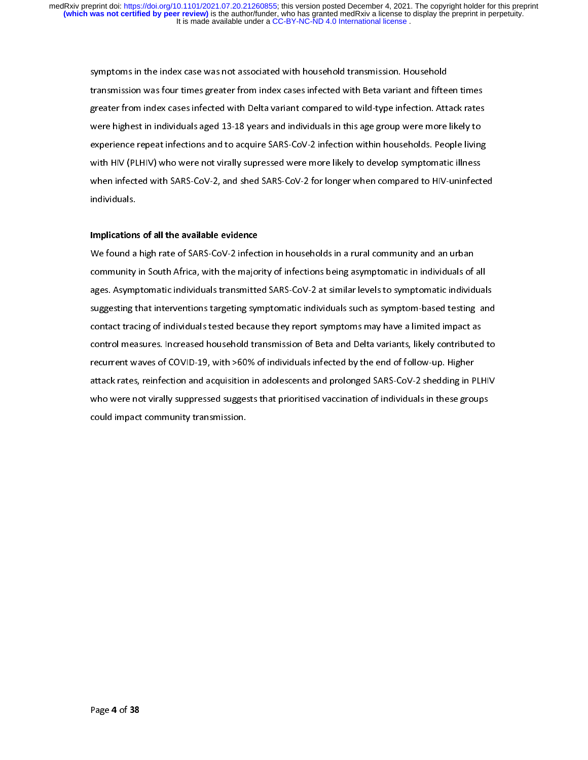symptoms in the index case was not associated with household transmission. Household transmission was four times greater from index cases infected with Beta variant and fifteen times greater from index cases infected with Delta variant compared to wild-type infection. Attack rates were highest in individuals aged 13-18 years and individuals in this age group were more likely to experience repeat infections and to acquire SARS-CoV-2 infection within households. People living with HIV (PLHIV) who were not virally supressed were more likely to develop symptomatic illness when infected with SARS-CoV-2, and shed SARS-CoV-2 for longer when compared to HIV-uninfected individuals.

**Implications of all the available evidence**

We found a high rate of SARS-CoV-2 infection in households in a rural community and an urban community in South Africa, with the majority of infections being asymptomatic in individuals of all ages. Asymptomatic individuals transmitted SARS-CoV-2 at similar levels to symptomatic individuals suggesting that interventions targeting symptomatic individuals such as symptom-based testing and contact tracing of individuals tested because they report symptoms may have a limited impact as control measures. Increased household transmission of Beta and Delta variants, likely contributed to recurrent waves of COVID-19, with >60% of individuals infected by the end of follow-up. Higher attack rates, reinfection and acquisition in adolescents and prolonged SARS-CoV-2 shedding in PLHIV who were not virally suppressed suggests that prioritised vaccination of individuals in these groups could impact community transmission.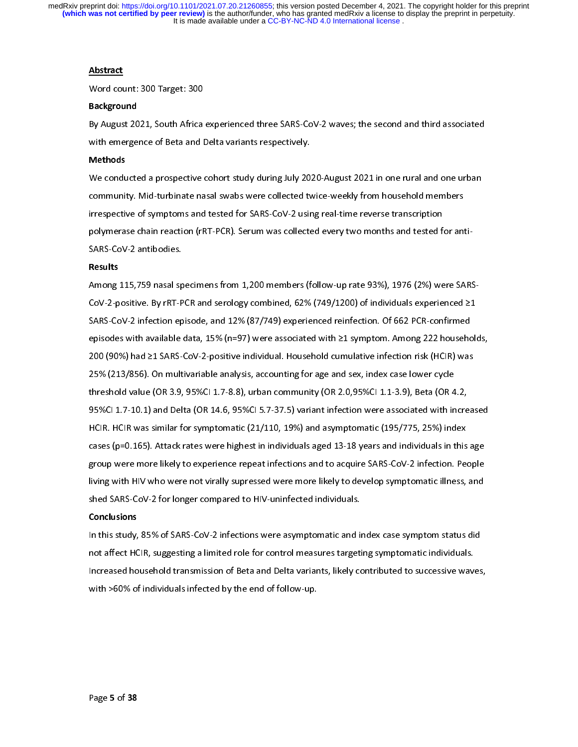## Abstract

Word count: 300 Target: 300

### Background

By August 2021, South Africa experienced three SARS-CoV-2 waves; the second and third associated with emergence of Beta and Delta variants respectively.

### Methods

We conducted a prospective cohort study during July 2020-August 2021 in one rural and one urban community. Mid-turbinate nasal swabs were collected twice-weekly from household members irrespective of symptoms and tested for SARS-CoV-2 using real-time reverse transcription polymerase chain reaction (rRT-PCR). Serum was collected every two months and tested for anti-SARS-CoV-2 antibodies.

### Results

Among 115,759 nasal specimens from 1,200 members (follow-up rate 93%), 1976 (2%) were SARS-CoV-2-positive. By rRT-PCR and serology combined, 62% (749/1200) of individuals experienced ≥1 SARS-CoV-2 infection episode, and 12% (87/749) experienced reinfection. Of 662 PCR-confirmed episodes with available data, 15% (n=97) were associated with ≥1 symptom. Among 222 households, 200 (90%) had ≥1 SARS-CoV-2-positive individual. Household cumulative infection risk (HCIR) was 25% (213/856). On multivariable analysis, accounting for age and sex, index case lower cycle threshold value (OR 3.9, 95%CI 1.7-8.8), urban community (OR 2.0,95%CI 1.1-3.9), Beta (OR 4.2, 95%CI 1.7-10.1) and Delta (OR 14.6, 95%CI 5.7-37.5) variant infection were associated with increased HCIR. HCIR was similar for symptomatic (21/110, 19%) and asymptomatic (195/775, 25%) index cases (p=0.165). Attack rates were highest in individuals aged 13-18 years and individuals in this age group were more likely to experience repeat infections and to acquire SARS-CoV-2 infection. People living with HIV who were not virally supressed were more likely to develop symptomatic illness, and shed SARS-CoV-2 for longer compared to HIV-uninfected individuals.

### Conclusions

In this study, 85% of SARS-CoV-2 infections were asymptomatic and index case symptom status did not affect HCIR, suggesting a limited role for control measures targeting symptomatic individuals. Increased household transmission of Beta and Delta variants, likely contributed to successive waves, with >60% of individuals infected by the end of follow-up.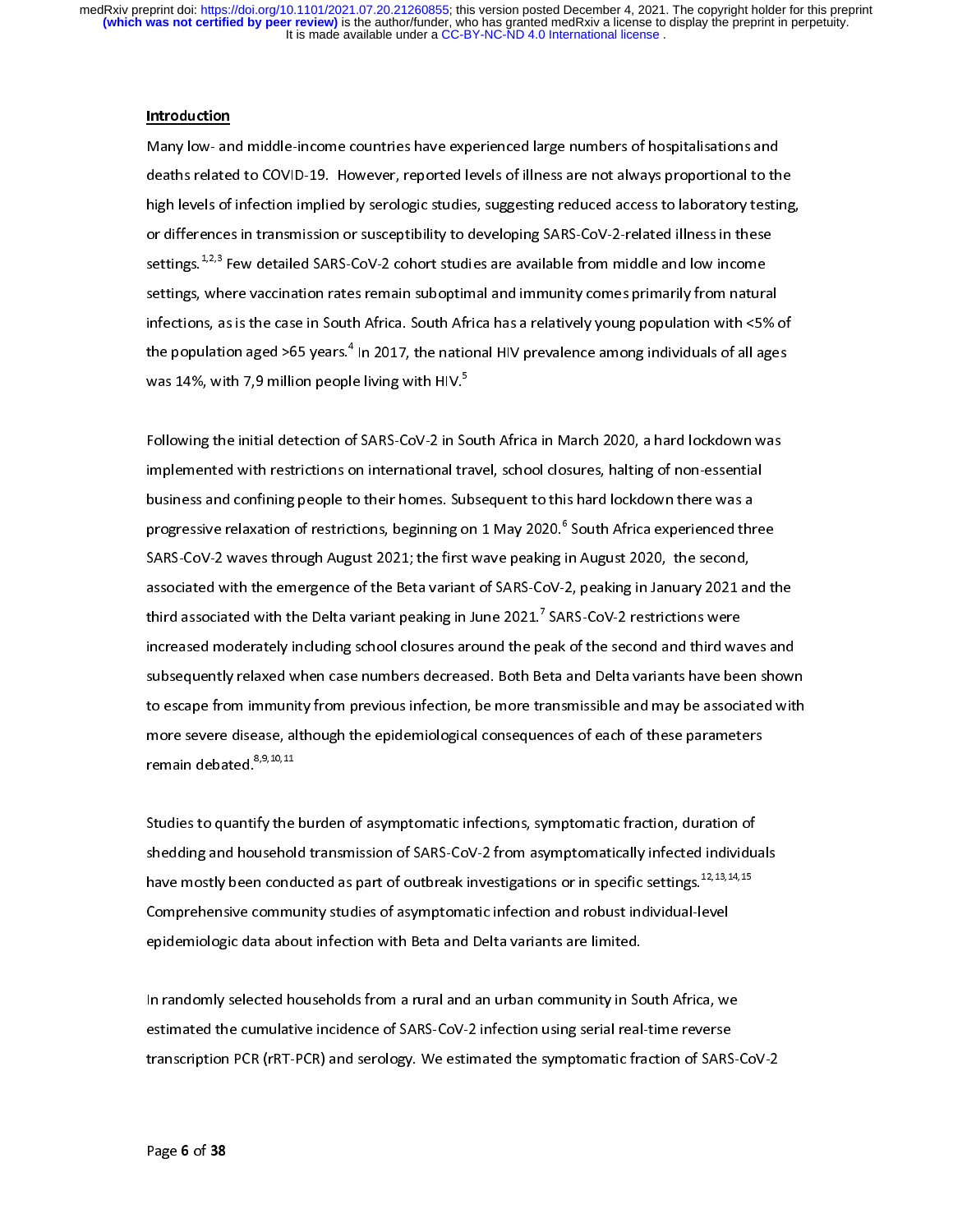## Introduction

Many low- and middle-income countries have experienced large numbers of hospitalisations and deaths related to COVID-19. However, reported levels of illness are not always proportional to the high levels of infection implied by serologic studies, suggesting reduced access to laboratory testing, or differences in transmission or susceptibility to developing SARS-CoV-2-related illness in these settings.[1,2,3] Few detailed SARS-CoV-2 cohort studies are available from middle and low income settings, where vaccination rates remain suboptimal and immunity comes primarily from natural infections, as is the case in South Africa. South Africa has a relatively young population with <5% of the population aged >65 years.[4] In 2017, the national HIV prevalence among individuals of all ages was 14%, with 7,9 million people living with HIV.[5]

Following the initial detection of SARS-CoV-2 in South Africa in March 2020, a hard lockdown was implemented with restrictions on international travel, school closures, halting of non-essential business and confining people to their homes. Subsequent to this hard lockdown there was a progressive relaxation of restrictions, beginning on 1 May 2020.[6] South Africa experienced three SARS-CoV-2 waves through August 2021; the first wave peaking in August 2020, the second, associated with the emergence of the Beta variant of SARS-CoV-2, peaking in January 2021 and the third associated with the Delta variant peaking in June 2021.[7] SARS-CoV-2 restrictions were increased moderately including school closures around the peak of the second and third waves and subsequently relaxed when case numbers decreased. Both Beta and Delta variants have been shown to escape from immunity from previous infection, be more transmissible and may be associated with more severe disease, although the epidemiological consequences of each of these parameters remain debated.[8,9,10,11]

Studies to quantify the burden of asymptomatic infections, symptomatic fraction, duration of shedding and household transmission of SARS-CoV-2 from asymptomatically infected individuals have mostly been conducted as part of outbreak investigations or in specific settings.[12,13,14,15] Comprehensive community studies of asymptomatic infection and robust individual-level epidemiologic data about infection with Beta and Delta variants are limited.

In randomly selected households from a rural and an urban community in South Africa, we estimated the cumulative incidence of SARS-CoV-2 infection using serial real-time reverse transcription PCR (rRT-PCR) and serology. We estimated the symptomatic fraction of SARS-CoV-2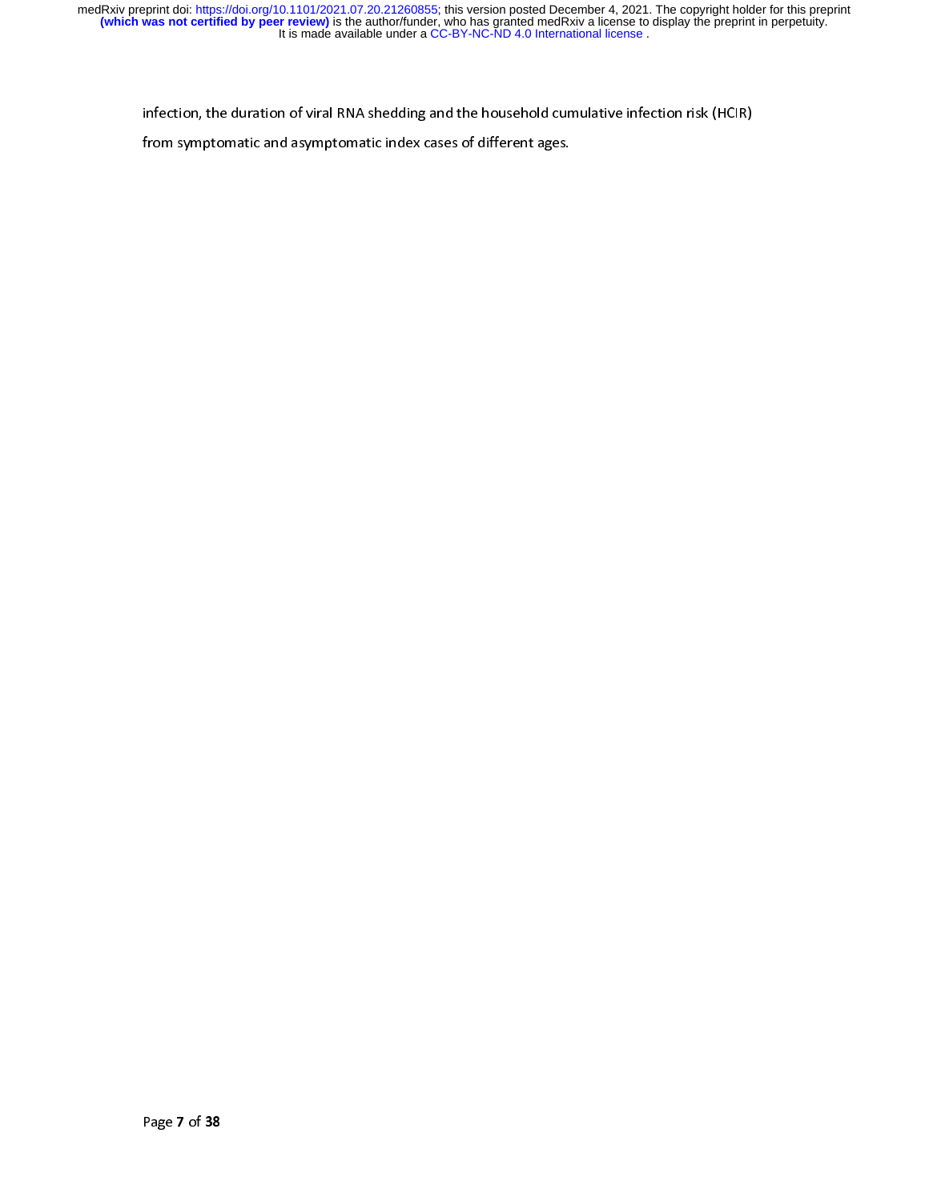infection, the duration of viral RNA shedding and the household cumulative infection risk (HCIR) from symptomatic and asymptomatic index cases of different ages.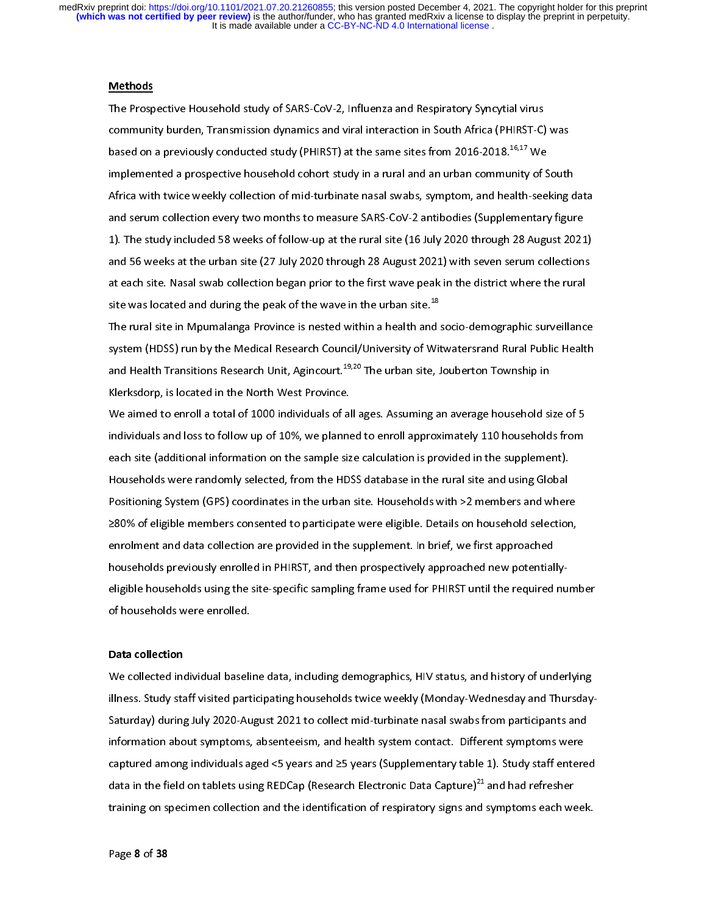## Methods

The Prospective Household study of SARS-CoV-2, Influenza and Respiratory Syncytial virus community burden, Transmission dynamics and viral interaction in South Africa (PHIRST-C) was based on a previously conducted study (PHIRST) at the same sites from 2016-2018.[16,17] We implemented a prospective household cohort study in a rural and an urban community of South Africa with twice weekly collection of mid-turbinate nasal swabs, symptom, and health-seeking data and serum collection every two months to measure SARS-CoV-2 antibodies (Supplementary figure 1). The study included 58 weeks of follow-up at the rural site (16 July 2020 through 28 August 2021) and 56 weeks at the urban site (27 July 2020 through 28 August 2021) with seven serum collections at each site. Nasal swab collection began prior to the first wave peak in the district where the rural site was located and during the peak of the wave in the urban site.[18]

The rural site in Mpumalanga Province is nested within a health and socio-demographic surveillance system (HDSS) run by the Medical Research Council/University of Witwatersrand Rural Public Health and Health Transitions Research Unit, Agincourt.[19,20] The urban site, Jouberton Township in Klerksdorp, is located in the North West Province.

We aimed to enroll a total of 1000 individuals of all ages. Assuming an average household size of 5 individuals and loss to follow up of 10%, we planned to enroll approximately 110 households from each site (additional information on the sample size calculation is provided in the supplement). Households were randomly selected, from the HDSS database in the rural site and using Global Positioning System (GPS) coordinates in the urban site. Households with >2 members and where ≥80% of eligible members consented to participate were eligible. Details on household selection, enrolment and data collection are provided in the supplement. In brief, we first approached households previously enrolled in PHIRST, and then prospectively approached new potentially-eligible households using the site-specific sampling frame used for PHIRST until the required number of households were enrolled.

### Data collection

We collected individual baseline data, including demographics, HIV status, and history of underlying illness. Study staff visited participating households twice weekly (Monday-Wednesday and Thursday-Saturday) during July 2020-August 2021 to collect mid-turbinate nasal swabs from participants and information about symptoms, absenteeism, and health system contact. Different symptoms were captured among individuals aged <5 years and ≥5 years (Supplementary table 1). Study staff entered data in the field on tablets using REDCap (Research Electronic Data Capture)[21] and had refresher training on specimen collection and the identification of respiratory signs and symptoms each week.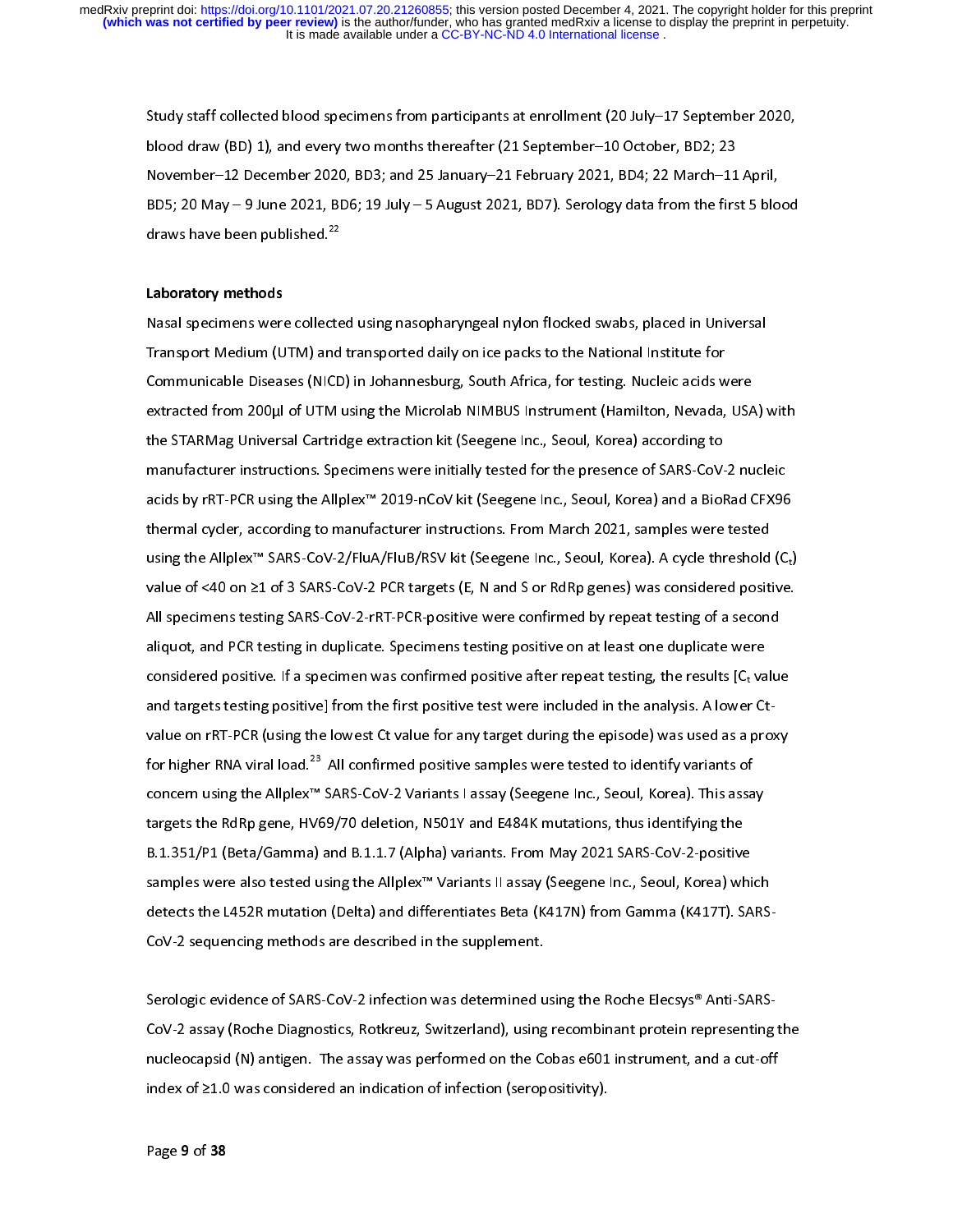Study staff collected blood specimens from participants at enrollment (20 July–17 September 2020, blood draw (BD) 1), and every two months thereafter (21 September–10 October, BD2; 23 November–12 December 2020, BD3; and 25 January–21 February 2021, BD4; 22 March–11 April, BD5; 20 May – 9 June 2021, BD6; 19 July – 5 August 2021, BD7). Serology data from the first 5 blood draws have been published.[22]

### Laboratory methods

Nasal specimens were collected using nasopharyngeal nylon flocked swabs, placed in Universal Transport Medium (UTM) and transported daily on ice packs to the National Institute for Communicable Diseases (NICD) in Johannesburg, South Africa, for testing. Nucleic acids were extracted from 200µl of UTM using the Microlab NIMBUS Instrument (Hamilton, Nevada, USA) with the STARMag Universal Cartridge extraction kit (Seegene Inc., Seoul, Korea) according to manufacturer instructions. Specimens were initially tested for the presence of SARS-CoV-2 nucleic acids by rRT-PCR using the Allplex™ 2019-nCoV kit (Seegene Inc., Seoul, Korea) and a BioRad CFX96 thermal cycler, according to manufacturer instructions. From March 2021, samples were tested using the Allplex™ SARS-CoV-2/FluA/FluB/RSV kit (Seegene Inc., Seoul, Korea). A cycle threshold ($C_t$) value of <40 on ≥1 of 3 SARS-CoV-2 PCR targets (E, N and S or RdRp genes) was considered positive. All specimens testing SARS-CoV-2-rRT-PCR-positive were confirmed by repeat testing of a second aliquot, and PCR testing in duplicate. Specimens testing positive on at least one duplicate were considered positive. If a specimen was confirmed positive after repeat testing, the results [$C_t$ value and targets testing positive] from the first positive test were included in the analysis. A lower Ct-value on rRT-PCR (using the lowest Ct value for any target during the episode) was used as a proxy for higher RNA viral load.[23] All confirmed positive samples were tested to identify variants of concern using the Allplex™ SARS-CoV-2 Variants I assay (Seegene Inc., Seoul, Korea). This assay targets the RdRp gene, HV69/70 deletion, N501Y and E484K mutations, thus identifying the B.1.351/P1 (Beta/Gamma) and B.1.1.7 (Alpha) variants. From May 2021 SARS-CoV-2-positive samples were also tested using the Allplex™ Variants II assay (Seegene Inc., Seoul, Korea) which detects the L452R mutation (Delta) and differentiates Beta (K417N) from Gamma (K417T). SARS-CoV-2 sequencing methods are described in the supplement.

Serologic evidence of SARS-CoV-2 infection was determined using the Roche Elecsys® Anti-SARS-CoV-2 assay (Roche Diagnostics, Rotkreuz, Switzerland), using recombinant protein representing the nucleocapsid (N) antigen. The assay was performed on the Cobas e601 instrument, and a cut-off index of ≥1.0 was considered an indication of infection (seropositivity).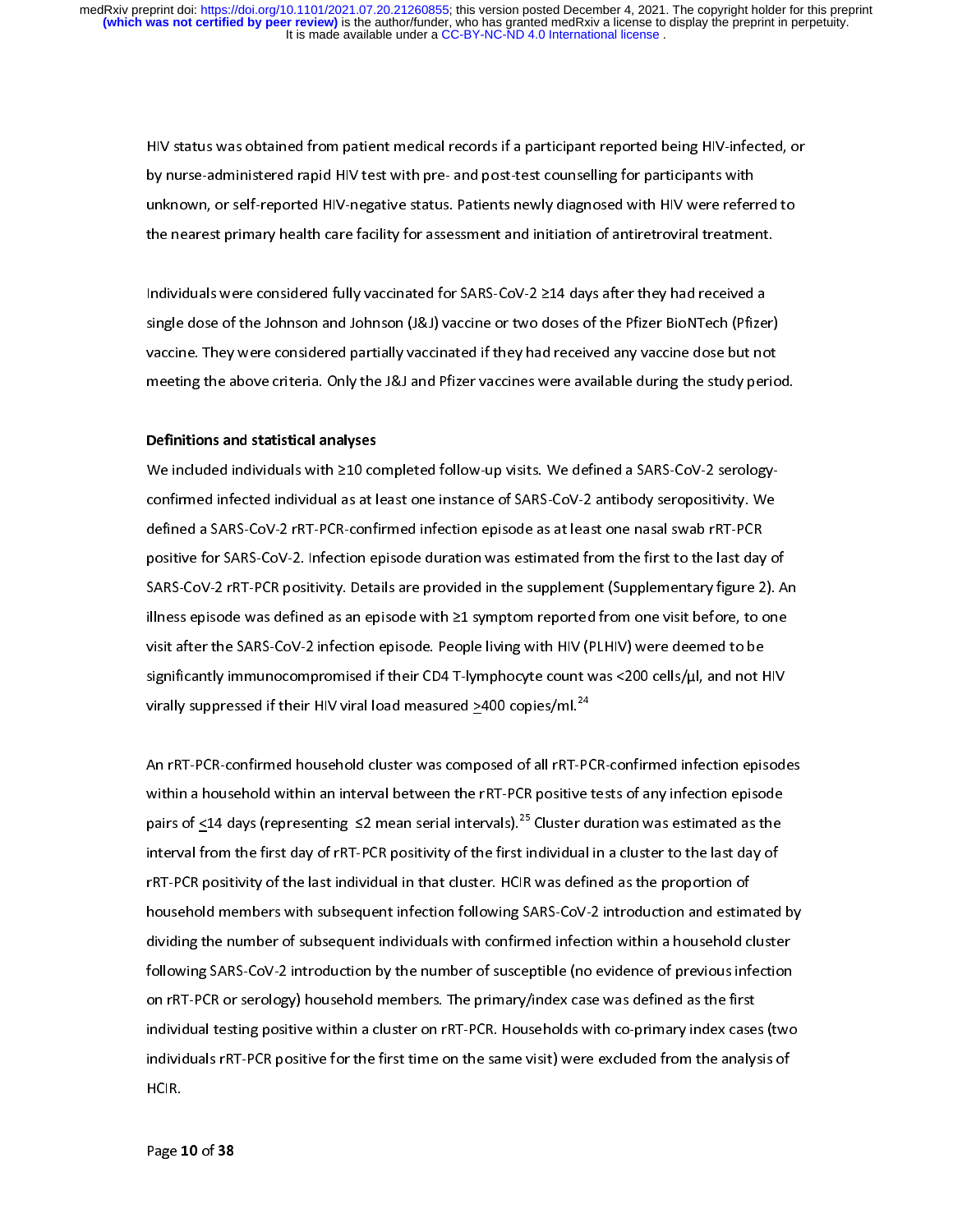HIV status was obtained from patient medical records if a participant reported being HIV-infected, or by nurse-administered rapid HIV test with pre- and post-test counselling for participants with unknown, or self-reported HIV-negative status. Patients newly diagnosed with HIV were referred to the nearest primary health care facility for assessment and initiation of antiretroviral treatment.

Individuals were considered fully vaccinated for SARS-CoV-2 ≥14 days after they had received a single dose of the Johnson and Johnson (J&J) vaccine or two doses of the Pfizer BioNTech (Pfizer) vaccine. They were considered partially vaccinated if they had received any vaccine dose but not meeting the above criteria. Only the J&J and Pfizer vaccines were available during the study period.

**Definitions and statistical analyses**

We included individuals with ≥10 completed follow-up visits. We defined a SARS-CoV-2 serology-confirmed infected individual as at least one instance of SARS-CoV-2 antibody seropositivity. We defined a SARS-CoV-2 rRT-PCR-confirmed infection episode as at least one nasal swab rRT-PCR positive for SARS-CoV-2. Infection episode duration was estimated from the first to the last day of SARS-CoV-2 rRT-PCR positivity. Details are provided in the supplement (Supplementary figure 2). An illness episode was defined as an episode with ≥1 symptom reported from one visit before, to one visit after the SARS-CoV-2 infection episode. People living with HIV (PLHIV) were deemed to be significantly immunocompromised if their CD4 T-lymphocyte count was <200 cells/µl, and not HIV virally suppressed if their HIV viral load measured ≥400 copies/ml.[24]

An rRT-PCR-confirmed household cluster was composed of all rRT-PCR-confirmed infection episodes within a household within an interval between the rRT-PCR positive tests of any infection episode pairs of ≤14 days (representing ≤2 mean serial intervals).[25] Cluster duration was estimated as the interval from the first day of rRT-PCR positivity of the first individual in a cluster to the last day of rRT-PCR positivity of the last individual in that cluster. HCIR was defined as the proportion of household members with subsequent infection following SARS-CoV-2 introduction and estimated by dividing the number of subsequent individuals with confirmed infection within a household cluster following SARS-CoV-2 introduction by the number of susceptible (no evidence of previous infection on rRT-PCR or serology) household members. The primary/index case was defined as the first individual testing positive within a cluster on rRT-PCR. Households with co-primary index cases (two individuals rRT-PCR positive for the first time on the same visit) were excluded from the analysis of HCIR.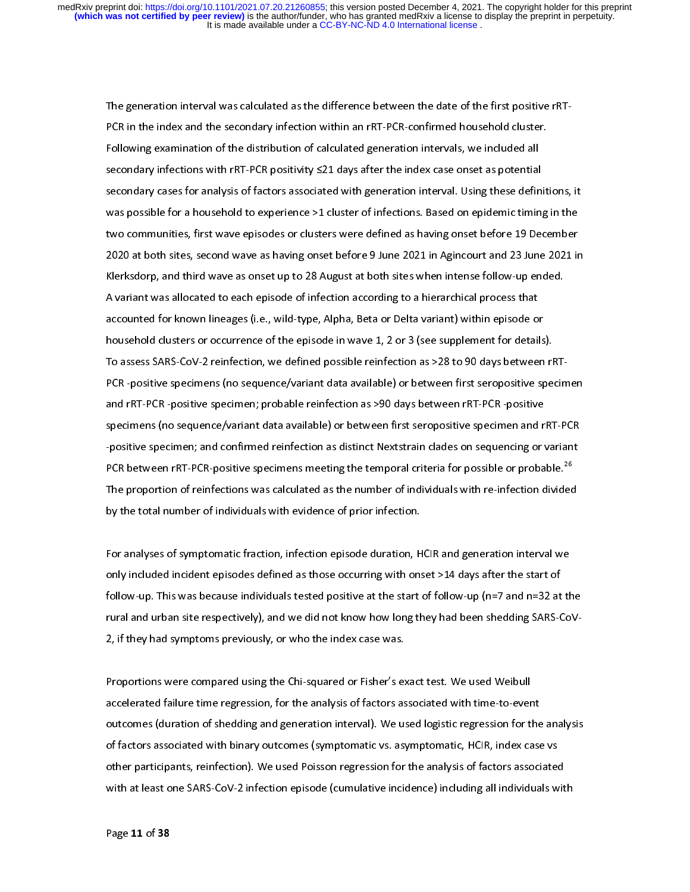The generation interval was calculated as the difference between the date of the first positive rRT-PCR in the index and the secondary infection within an rRT-PCR-confirmed household cluster. Following examination of the distribution of calculated generation intervals, we included all secondary infections with rRT-PCR positivity ≤21 days after the index case onset as potential secondary cases for analysis of factors associated with generation interval. Using these definitions, it was possible for a household to experience >1 cluster of infections. Based on epidemic timing in the two communities, first wave episodes or clusters were defined as having onset before 19 December 2020 at both sites, second wave as having onset before 9 June 2021 in Agincourt and 23 June 2021 in Klerksdorp, and third wave as onset up to 28 August at both sites when intense follow-up ended. A variant was allocated to each episode of infection according to a hierarchical process that accounted for known lineages (i.e., wild-type, Alpha, Beta or Delta variant) within episode or household clusters or occurrence of the episode in wave 1, 2 or 3 (see supplement for details). To assess SARS-CoV-2 reinfection, we defined possible reinfection as >28 to 90 days between rRT-PCR -positive specimens (no sequence/variant data available) or between first seropositive specimen and rRT-PCR -positive specimen; probable reinfection as >90 days between rRT-PCR -positive specimens (no sequence/variant data available) or between first seropositive specimen and rRT-PCR -positive specimen; and confirmed reinfection as distinct Nextstrain clades on sequencing or variant PCR between rRT-PCR-positive specimens meeting the temporal criteria for possible or probable.[26] The proportion of reinfections was calculated as the number of individuals with re-infection divided by the total number of individuals with evidence of prior infection.

For analyses of symptomatic fraction, infection episode duration, HCIR and generation interval we only included incident episodes defined as those occurring with onset >14 days after the start of follow-up. This was because individuals tested positive at the start of follow-up (n=7 and n=32 at the rural and urban site respectively), and we did not know how long they had been shedding SARS-CoV-2, if they had symptoms previously, or who the index case was.

Proportions were compared using the Chi-squared or Fisher's exact test. We used Weibull accelerated failure time regression, for the analysis of factors associated with time-to-event outcomes (duration of shedding and generation interval). We used logistic regression for the analysis of factors associated with binary outcomes (symptomatic vs. asymptomatic, HCIR, index case vs other participants, reinfection). We used Poisson regression for the analysis of factors associated with at least one SARS-CoV-2 infection episode (cumulative incidence) including all individuals with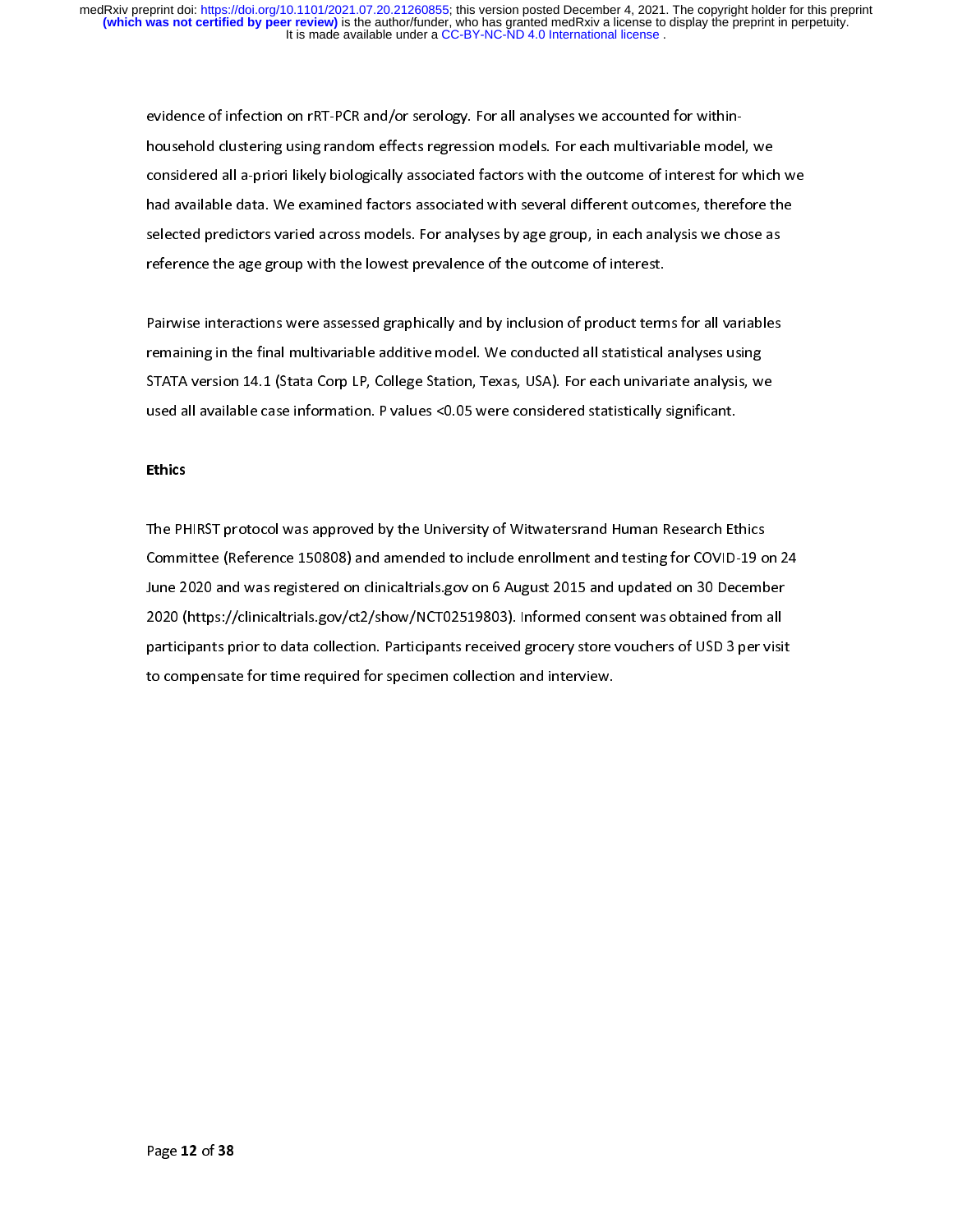evidence of infection on rRT-PCR and/or serology. For all analyses we accounted for within-household clustering using random effects regression models. For each multivariable model, we considered all a-priori likely biologically associated factors with the outcome of interest for which we had available data. We examined factors associated with several different outcomes, therefore the selected predictors varied across models. For analyses by age group, in each analysis we chose as reference the age group with the lowest prevalence of the outcome of interest.

Pairwise interactions were assessed graphically and by inclusion of product terms for all variables remaining in the final multivariable additive model. We conducted all statistical analyses using STATA version 14.1 (Stata Corp LP, College Station, Texas, USA). For each univariate analysis, we used all available case information. P values <0.05 were considered statistically significant.

**Ethics**

The PHIRST protocol was approved by the University of Witwatersrand Human Research Ethics Committee (Reference 150808) and amended to include enrollment and testing for COVID-19 on 24 June 2020 and was registered on clinicaltrials.gov on 6 August 2015 and updated on 30 December 2020 (https://clinicaltrials.gov/ct2/show/NCT02519803). Informed consent was obtained from all participants prior to data collection. Participants received grocery store vouchers of USD 3 per visit to compensate for time required for specimen collection and interview.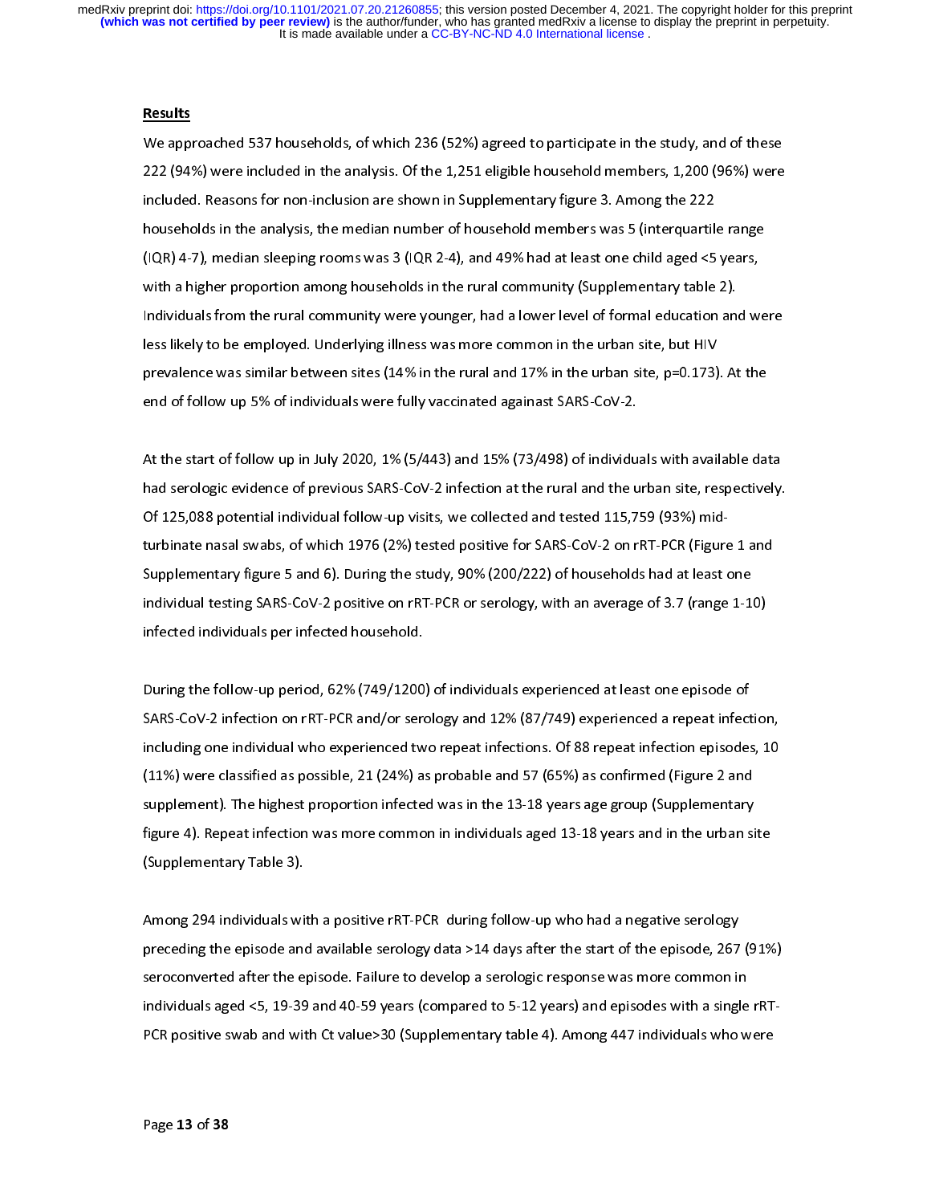**Results**

We approached 537 households, of which 236 (52%) agreed to participate in the study, and of these 222 (94%) were included in the analysis. Of the 1,251 eligible household members, 1,200 (96%) were included. Reasons for non-inclusion are shown in Supplementary figure 3. Among the 222 households in the analysis, the median number of household members was 5 (interquartile range (IQR) 4-7), median sleeping rooms was 3 (IQR 2-4), and 49% had at least one child aged <5 years, with a higher proportion among households in the rural community (Supplementary table 2). Individuals from the rural community were younger, had a lower level of formal education and were less likely to be employed. Underlying illness was more common in the urban site, but HIV prevalence was similar between sites (14% in the rural and 17% in the urban site, p=0.173). At the end of follow up 5% of individuals were fully vaccinated againast SARS-CoV-2.

At the start of follow up in July 2020, 1% (5/443) and 15% (73/498) of individuals with available data had serologic evidence of previous SARS-CoV-2 infection at the rural and the urban site, respectively. Of 125,088 potential individual follow-up visits, we collected and tested 115,759 (93%) mid-turbinate nasal swabs, of which 1976 (2%) tested positive for SARS-CoV-2 on rRT-PCR (Figure 1 and Supplementary figure 5 and 6). During the study, 90% (200/222) of households had at least one individual testing SARS-CoV-2 positive on rRT-PCR or serology, with an average of 3.7 (range 1-10) infected individuals per infected household.

During the follow-up period, 62% (749/1200) of individuals experienced at least one episode of SARS-CoV-2 infection on rRT-PCR and/or serology and 12% (87/749) experienced a repeat infection, including one individual who experienced two repeat infections. Of 88 repeat infection episodes, 10 (11%) were classified as possible, 21 (24%) as probable and 57 (65%) as confirmed (Figure 2 and supplement). The highest proportion infected was in the 13-18 years age group (Supplementary figure 4). Repeat infection was more common in individuals aged 13-18 years and in the urban site (Supplementary Table 3).

Among 294 individuals with a positive rRT-PCR during follow-up who had a negative serology preceding the episode and available serology data >14 days after the start of the episode, 267 (91%) seroconverted after the episode. Failure to develop a serologic response was more common in individuals aged <5, 19-39 and 40-59 years (compared to 5-12 years) and episodes with a single rRT-PCR positive swab and with Ct value>30 (Supplementary table 4). Among 447 individuals who were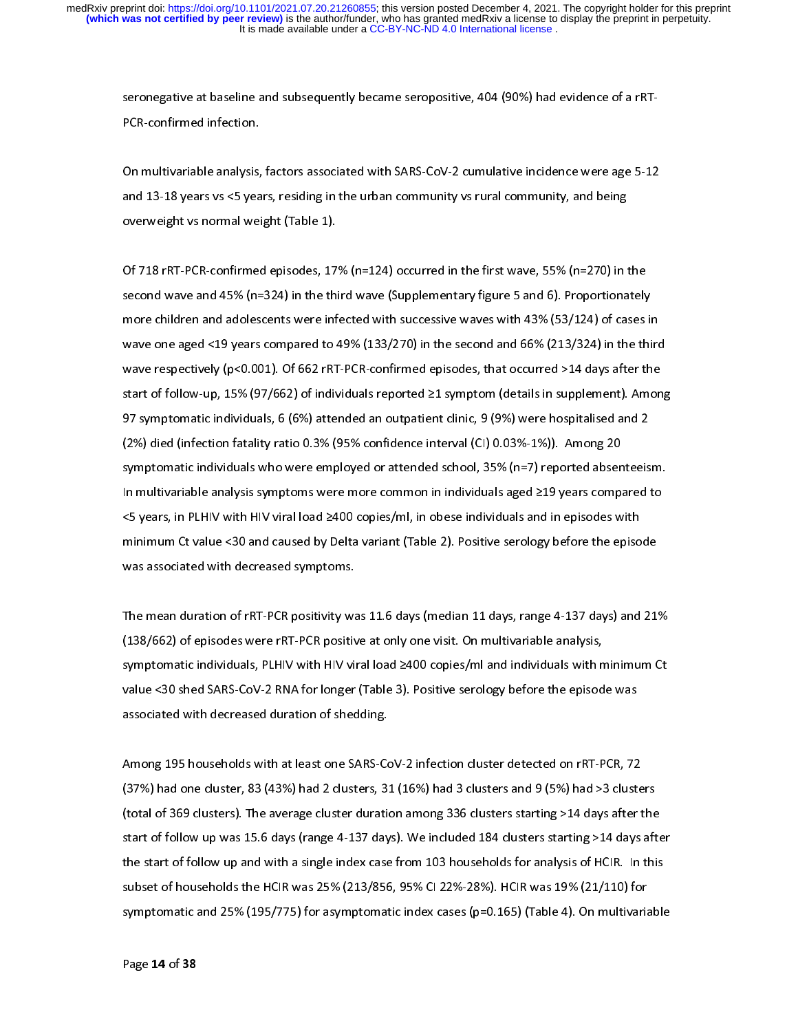seronegative at baseline and subsequently became seropositive, 404 (90%) had evidence of a rRT-PCR-confirmed infection.

On multivariable analysis, factors associated with SARS-CoV-2 cumulative incidence were age 5-12 and 13-18 years vs <5 years, residing in the urban community vs rural community, and being overweight vs normal weight (Table 1).

Of 718 rRT-PCR-confirmed episodes, 17% (n=124) occurred in the first wave, 55% (n=270) in the second wave and 45% (n=324) in the third wave (Supplementary figure 5 and 6). Proportionately more children and adolescents were infected with successive waves with 43% (53/124) of cases in wave one aged <19 years compared to 49% (133/270) in the second and 66% (213/324) in the third wave respectively (p<0.001). Of 662 rRT-PCR-confirmed episodes, that occurred >14 days after the start of follow-up, 15% (97/662) of individuals reported ≥1 symptom (details in supplement). Among 97 symptomatic individuals, 6 (6%) attended an outpatient clinic, 9 (9%) were hospitalised and 2 (2%) died (infection fatality ratio 0.3% (95% confidence interval (CI) 0.03%-1%)). Among 20 symptomatic individuals who were employed or attended school, 35% (n=7) reported absenteeism. In multivariable analysis symptoms were more common in individuals aged ≥19 years compared to <5 years, in PLHIV with HIV viral load ≥400 copies/ml, in obese individuals and in episodes with minimum Ct value <30 and caused by Delta variant (Table 2). Positive serology before the episode was associated with decreased symptoms.

The mean duration of rRT-PCR positivity was 11.6 days (median 11 days, range 4-137 days) and 21% (138/662) of episodes were rRT-PCR positive at only one visit. On multivariable analysis, symptomatic individuals, PLHIV with HIV viral load ≥400 copies/ml and individuals with minimum Ct value <30 shed SARS-CoV-2 RNA for longer (Table 3). Positive serology before the episode was associated with decreased duration of shedding.

Among 195 households with at least one SARS-CoV-2 infection cluster detected on rRT-PCR, 72 (37%) had one cluster, 83 (43%) had 2 clusters, 31 (16%) had 3 clusters and 9 (5%) had >3 clusters (total of 369 clusters). The average cluster duration among 336 clusters starting >14 days after the start of follow up was 15.6 days (range 4-137 days). We included 184 clusters starting >14 days after the start of follow up and with a single index case from 103 households for analysis of HCIR. In this subset of households the HCIR was 25% (213/856, 95% CI 22%-28%). HCIR was 19% (21/110) for symptomatic and 25% (195/775) for asymptomatic index cases (p=0.165) (Table 4). On multivariable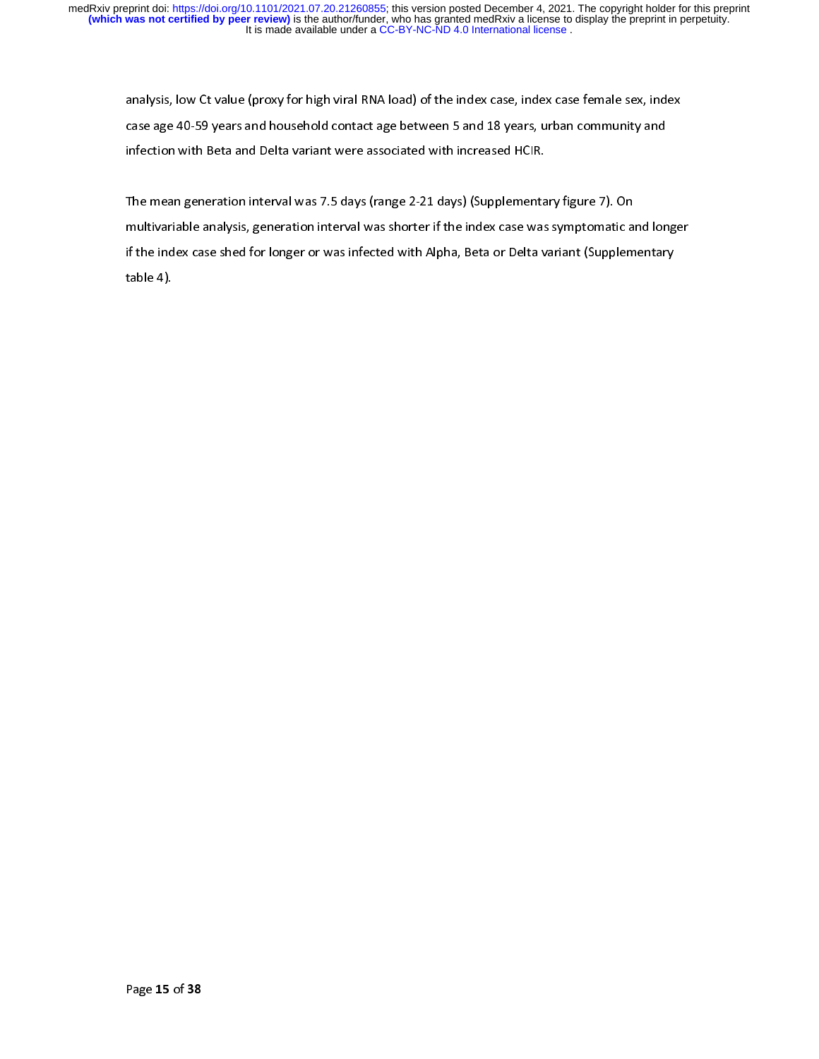analysis, low Ct value (proxy for high viral RNA load) of the index case, index case female sex, index case age 40-59 years and household contact age between 5 and 18 years, urban community and infection with Beta and Delta variant were associated with increased HCIR.

The mean generation interval was 7.5 days (range 2-21 days) (Supplementary figure 7). On multivariable analysis, generation interval was shorter if the index case was symptomatic and longer if the index case shed for longer or was infected with Alpha, Beta or Delta variant (Supplementary table 4).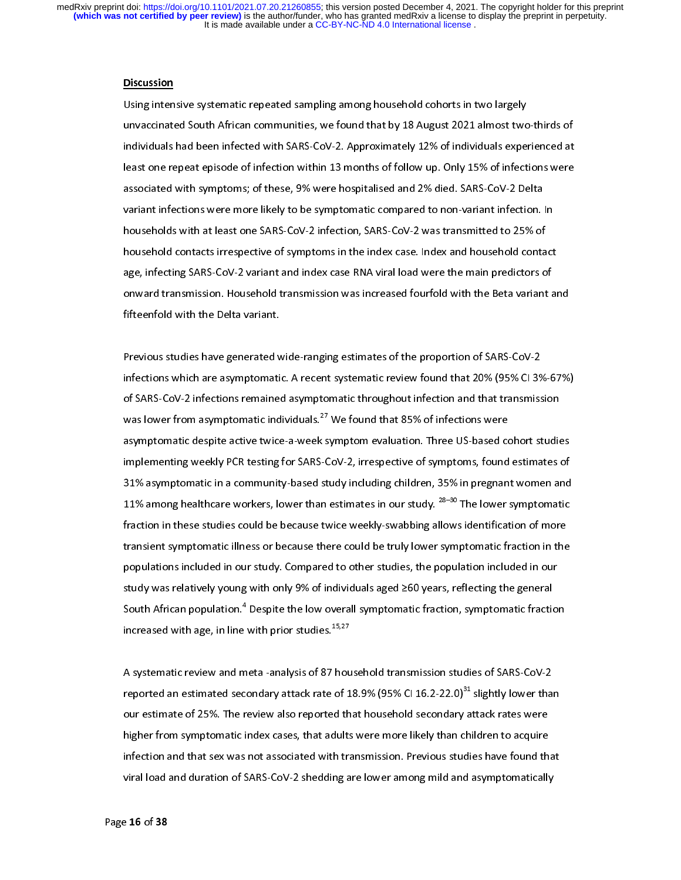## Discussion

Using intensive systematic repeated sampling among household cohorts in two largely unvaccinated South African communities, we found that by 18 August 2021 almost two-thirds of individuals had been infected with SARS-CoV-2. Approximately 12% of individuals experienced at least one repeat episode of infection within 13 months of follow up. Only 15% of infections were associated with symptoms; of these, 9% were hospitalised and 2% died. SARS-CoV-2 Delta variant infections were more likely to be symptomatic compared to non-variant infection. In households with at least one SARS-CoV-2 infection, SARS-CoV-2 was transmitted to 25% of household contacts irrespective of symptoms in the index case. Index and household contact age, infecting SARS-CoV-2 variant and index case RNA viral load were the main predictors of onward transmission. Household transmission was increased fourfold with the Beta variant and fifteenfold with the Delta variant.

Previous studies have generated wide-ranging estimates of the proportion of SARS-CoV-2 infections which are asymptomatic. A recent systematic review found that 20% (95% CI 3%-67%) of SARS-CoV-2 infections remained asymptomatic throughout infection and that transmission was lower from asymptomatic individuals.[27] We found that 85% of infections were asymptomatic despite active twice-a-week symptom evaluation. Three US-based cohort studies implementing weekly PCR testing for SARS-CoV-2, irrespective of symptoms, found estimates of 31% asymptomatic in a community-based study including children, 35% in pregnant women and 11% among healthcare workers, lower than estimates in our study.[28–30] The lower symptomatic fraction in these studies could be because twice weekly-swabbing allows identification of more transient symptomatic illness or because there could be truly lower symptomatic fraction in the populations included in our study. Compared to other studies, the population included in our study was relatively young with only 9% of individuals aged ≥60 years, reflecting the general South African population.[4] Despite the low overall symptomatic fraction, symptomatic fraction increased with age, in line with prior studies.[15,27]

A systematic review and meta -analysis of 87 household transmission studies of SARS-CoV-2 reported an estimated secondary attack rate of 18.9% (95% CI 16.2-22.0)[31] slightly lower than our estimate of 25%. The review also reported that household secondary attack rates were higher from symptomatic index cases, that adults were more likely than children to acquire infection and that sex was not associated with transmission. Previous studies have found that viral load and duration of SARS-CoV-2 shedding are lower among mild and asymptomatically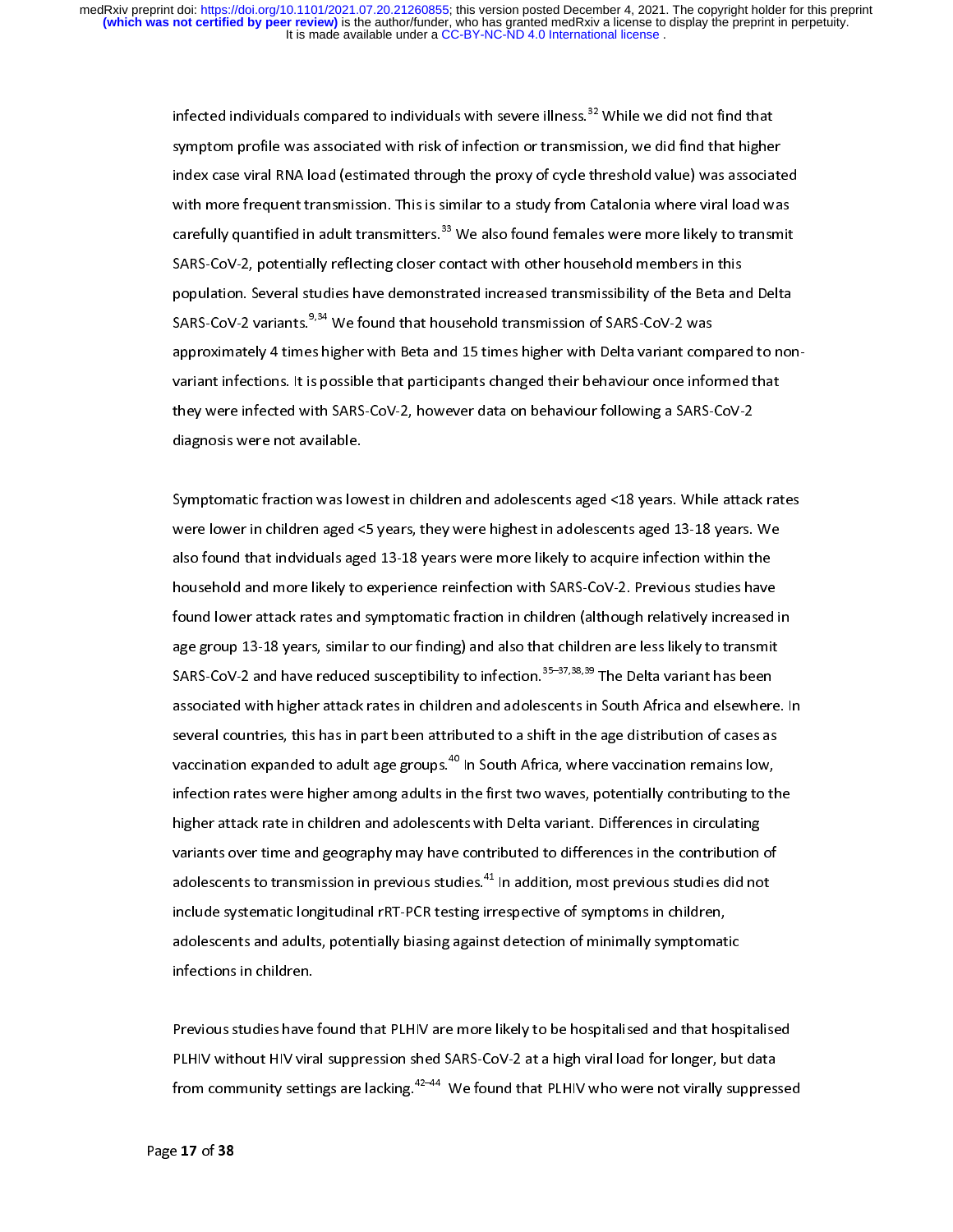infected individuals compared to individuals with severe illness.[32] While we did not find that symptom profile was associated with risk of infection or transmission, we did find that higher index case viral RNA load (estimated through the proxy of cycle threshold value) was associated with more frequent transmission. This is similar to a study from Catalonia where viral load was carefully quantified in adult transmitters.[33] We also found females were more likely to transmit SARS-CoV-2, potentially reflecting closer contact with other household members in this population. Several studies have demonstrated increased transmissibility of the Beta and Delta SARS-CoV-2 variants.[9,34] We found that household transmission of SARS-CoV-2 was approximately 4 times higher with Beta and 15 times higher with Delta variant compared to non-variant infections. It is possible that participants changed their behaviour once informed that they were infected with SARS-CoV-2, however data on behaviour following a SARS-CoV-2 diagnosis were not available.

Symptomatic fraction was lowest in children and adolescents aged <18 years. While attack rates were lower in children aged <5 years, they were highest in adolescents aged 13-18 years. We also found that indviduals aged 13-18 years were more likely to acquire infection within the household and more likely to experience reinfection with SARS-CoV-2. Previous studies have found lower attack rates and symptomatic fraction in children (although relatively increased in age group 13-18 years, similar to our finding) and also that children are less likely to transmit SARS-CoV-2 and have reduced susceptibility to infection.[35–37,38,39] The Delta variant has been associated with higher attack rates in children and adolescents in South Africa and elsewhere. In several countries, this has in part been attributed to a shift in the age distribution of cases as vaccination expanded to adult age groups.[40] In South Africa, where vaccination remains low, infection rates were higher among adults in the first two waves, potentially contributing to the higher attack rate in children and adolescents with Delta variant. Differences in circulating variants over time and geography may have contributed to differences in the contribution of adolescents to transmission in previous studies.[41] In addition, most previous studies did not include systematic longitudinal rRT-PCR testing irrespective of symptoms in children, adolescents and adults, potentially biasing against detection of minimally symptomatic infections in children.

Previous studies have found that PLHIV are more likely to be hospitalised and that hospitalised PLHIV without HIV viral suppression shed SARS-CoV-2 at a high viral load for longer, but data from community settings are lacking.[42–44] We found that PLHIV who were not virally suppressed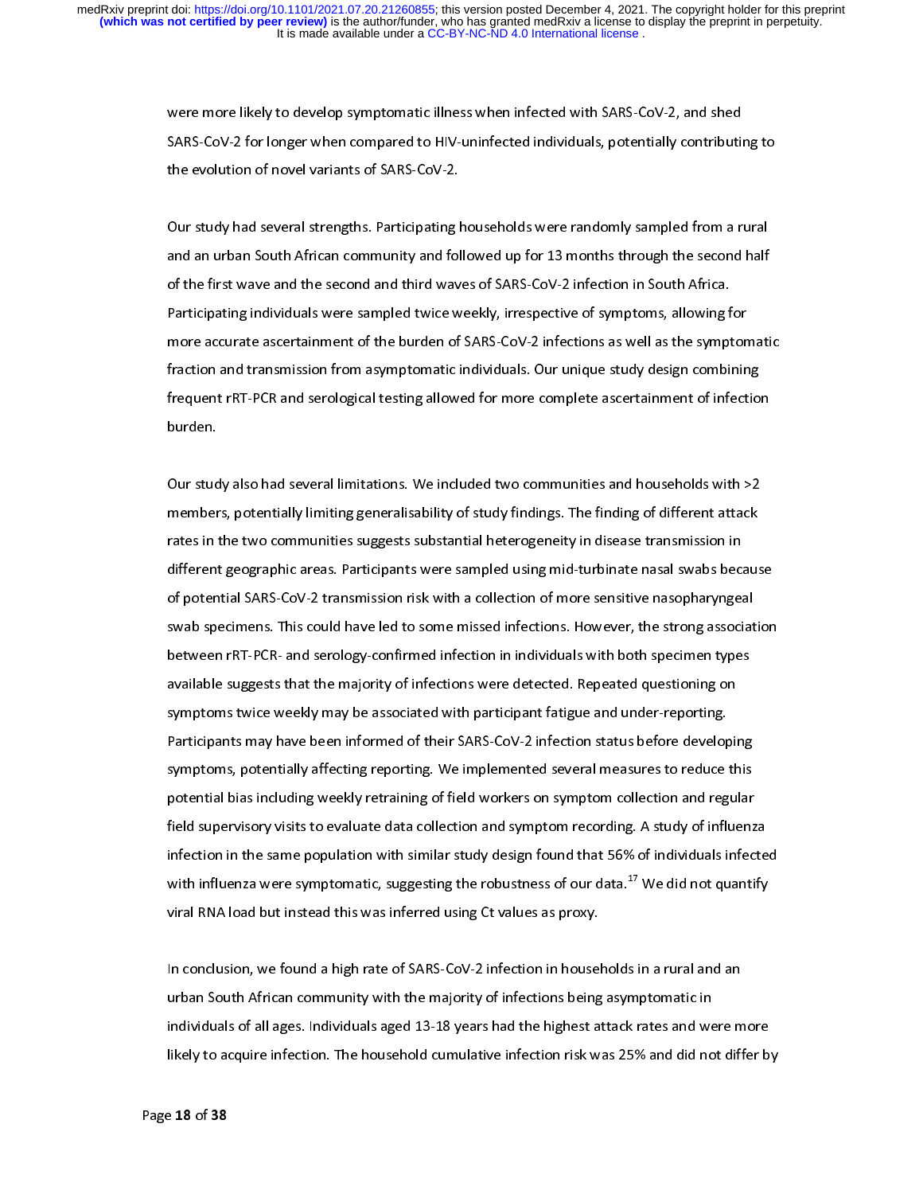were more likely to develop symptomatic illness when infected with SARS-CoV-2, and shed SARS-CoV-2 for longer when compared to HIV-uninfected individuals, potentially contributing to the evolution of novel variants of SARS-CoV-2.

Our study had several strengths. Participating households were randomly sampled from a rural and an urban South African community and followed up for 13 months through the second half of the first wave and the second and third waves of SARS-CoV-2 infection in South Africa. Participating individuals were sampled twice weekly, irrespective of symptoms, allowing for more accurate ascertainment of the burden of SARS-CoV-2 infections as well as the symptomatic fraction and transmission from asymptomatic individuals. Our unique study design combining frequent rRT-PCR and serological testing allowed for more complete ascertainment of infection burden.

Our study also had several limitations. We included two communities and households with >2 members, potentially limiting generalisability of study findings. The finding of different attack rates in the two communities suggests substantial heterogeneity in disease transmission in different geographic areas. Participants were sampled using mid-turbinate nasal swabs because of potential SARS-CoV-2 transmission risk with a collection of more sensitive nasopharyngeal swab specimens. This could have led to some missed infections. However, the strong association between rRT-PCR- and serology-confirmed infection in individuals with both specimen types available suggests that the majority of infections were detected. Repeated questioning on symptoms twice weekly may be associated with participant fatigue and under-reporting. Participants may have been informed of their SARS-CoV-2 infection status before developing symptoms, potentially affecting reporting. We implemented several measures to reduce this potential bias including weekly retraining of field workers on symptom collection and regular field supervisory visits to evaluate data collection and symptom recording. A study of influenza infection in the same population with similar study design found that 56% of individuals infected with influenza were symptomatic, suggesting the robustness of our data.[17] We did not quantify viral RNA load but instead this was inferred using Ct values as proxy.

In conclusion, we found a high rate of SARS-CoV-2 infection in households in a rural and an urban South African community with the majority of infections being asymptomatic in individuals of all ages. Individuals aged 13-18 years had the highest attack rates and were more likely to acquire infection. The household cumulative infection risk was 25% and did not differ by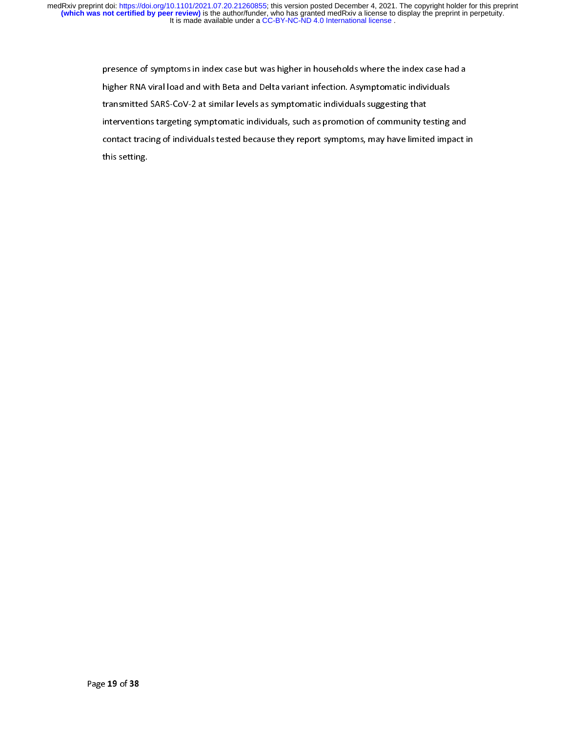presence of symptoms in index case but was higher in households where the index case had a higher RNA viral load and with Beta and Delta variant infection. Asymptomatic individuals transmitted SARS-CoV-2 at similar levels as symptomatic individuals suggesting that interventions targeting symptomatic individuals, such as promotion of community testing and contact tracing of individuals tested because they report symptoms, may have limited impact in this setting.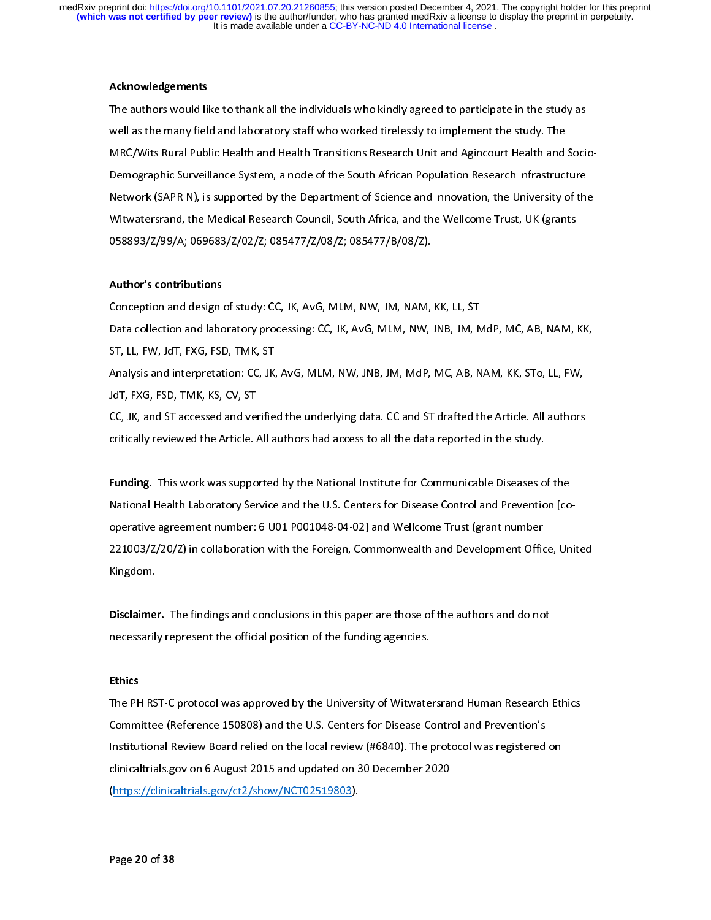## Acknowledgements

The authors would like to thank all the individuals who kindly agreed to participate in the study as well as the many field and laboratory staff who worked tirelessly to implement the study. The MRC/Wits Rural Public Health and Health Transitions Research Unit and Agincourt Health and Socio-Demographic Surveillance System, a node of the South African Population Research Infrastructure Network (SAPRIN), is supported by the Department of Science and Innovation, the University of the Witwatersrand, the Medical Research Council, South Africa, and the Wellcome Trust, UK (grants 058893/Z/99/A; 069683/Z/02/Z; 085477/Z/08/Z; 085477/B/08/Z).

## Author's contributions

Conception and design of study: CC, JK, AvG, MLM, NW, JM, NAM, KK, LL, ST

Data collection and laboratory processing: CC, JK, AvG, MLM, NW, JNB, JM, MdP, MC, AB, NAM, KK, ST, LL, FW, JdT, FXG, FSD, TMK, ST

Analysis and interpretation: CC, JK, AvG, MLM, NW, JNB, JM, MdP, MC, AB, NAM, KK, STo, LL, FW, JdT, FXG, FSD, TMK, KS, CV, ST

CC, JK, and ST accessed and verified the underlying data. CC and ST drafted the Article. All authors critically reviewed the Article. All authors had access to all the data reported in the study.

**Funding.** This work was supported by the National Institute for Communicable Diseases of the National Health Laboratory Service and the U.S. Centers for Disease Control and Prevention [co-operative agreement number: 6 U01IP001048-04-02] and Wellcome Trust (grant number 221003/Z/20/Z) in collaboration with the Foreign, Commonwealth and Development Office, United Kingdom.

**Disclaimer.** The findings and conclusions in this paper are those of the authors and do not necessarily represent the official position of the funding agencies.

## Ethics

The PHIRST-C protocol was approved by the University of Witwatersrand Human Research Ethics Committee (Reference 150808) and the U.S. Centers for Disease Control and Prevention's Institutional Review Board relied on the local review (#6840). The protocol was registered on clinicaltrials.gov on 6 August 2015 and updated on 30 December 2020 (https://clinicaltrials.gov/ct2/show/NCT02519803).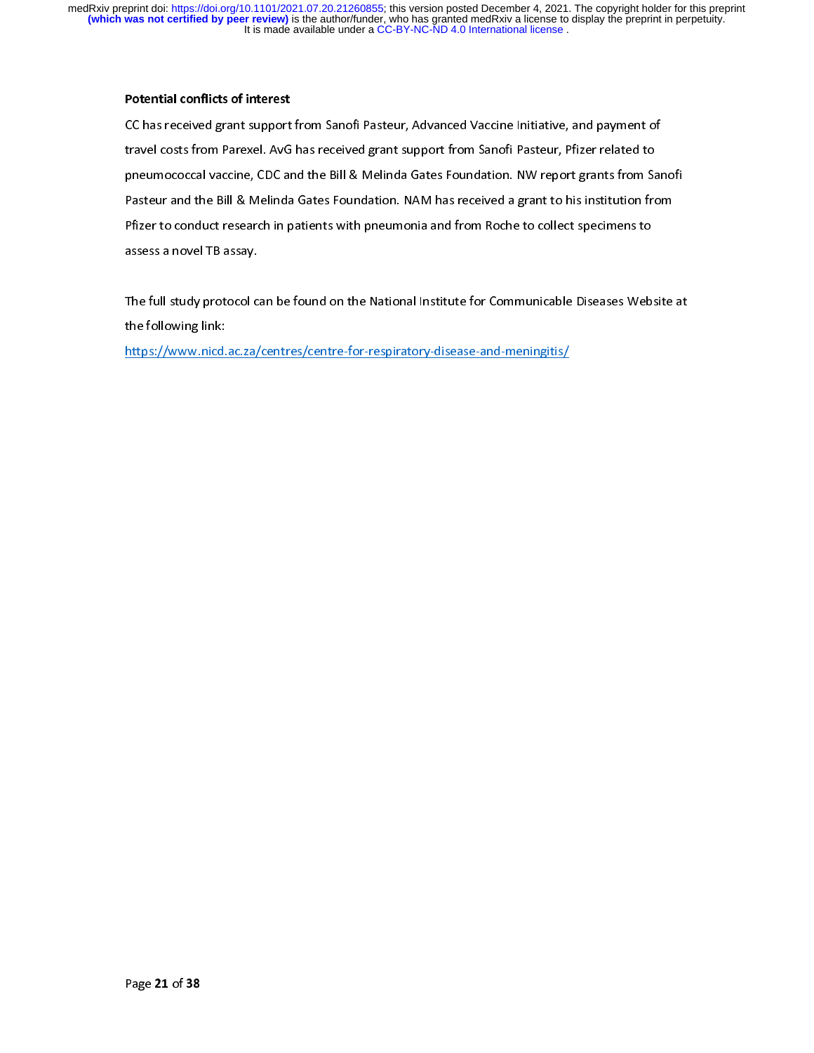**Potential conflicts of interest**

CC has received grant support from Sanofi Pasteur, Advanced Vaccine Initiative, and payment of travel costs from Parexel. AvG has received grant support from Sanofi Pasteur, Pfizer related to pneumococcal vaccine, CDC and the Bill & Melinda Gates Foundation. NW report grants from Sanofi Pasteur and the Bill & Melinda Gates Foundation. NAM has received a grant to his institution from Pfizer to conduct research in patients with pneumonia and from Roche to collect specimens to assess a novel TB assay.

The full study protocol can be found on the National Institute for Communicable Diseases Website at the following link:

https://www.nicd.ac.za/centres/centre-for-respiratory-disease-and-meningitis/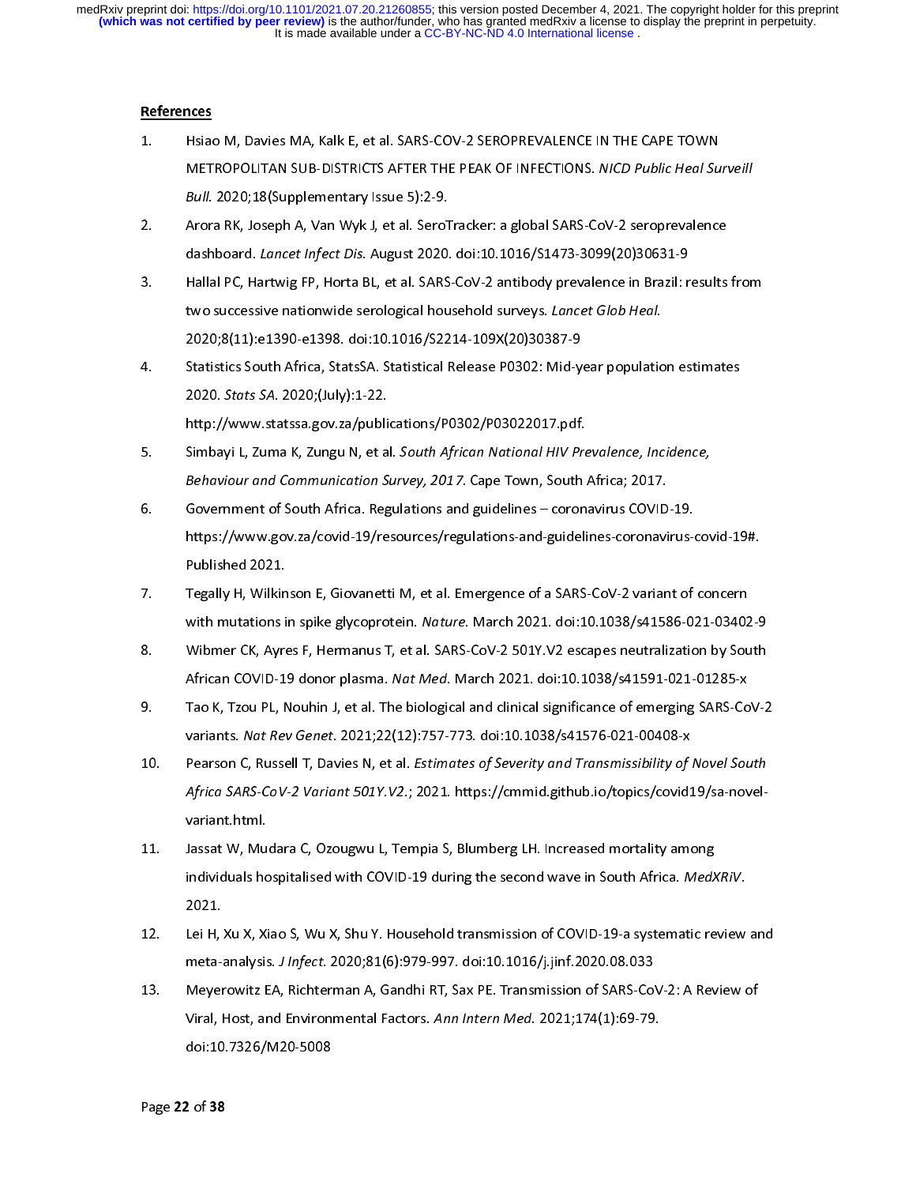## References

1. Hsiao M, Davies MA, Kalk E, et al. SARS-COV-2 SEROPREVALENCE IN THE CAPE TOWN METROPOLITAN SUB-DISTRICTS AFTER THE PEAK OF INFECTIONS. *NICD Public Heal Surveill Bull.* 2020;18(Supplementary Issue 5):2-9.
2. Arora RK, Joseph A, Van Wyk J, et al. SeroTracker: a global SARS-CoV-2 seroprevalence dashboard. *Lancet Infect Dis.* August 2020. doi:10.1016/S1473-3099(20)30631-9
3. Hallal PC, Hartwig FP, Horta BL, et al. SARS-CoV-2 antibody prevalence in Brazil: results from two successive nationwide serological household surveys. *Lancet Glob Heal.* 2020;8(11):e1390-e1398. doi:10.1016/S2214-109X(20)30387-9
4. Statistics South Africa, StatsSA. Statistical Release P0302: Mid-year population estimates 2020. *Stats SA.* 2020;(July):1-22. http://www.statssa.gov.za/publications/P0302/P03022017.pdf.
5. Simbayi L, Zuma K, Zungu N, et al. *South African National HIV Prevalence, Incidence, Behaviour and Communication Survey, 2017.* Cape Town, South Africa; 2017.
6. Government of South Africa. Regulations and guidelines – coronavirus COVID-19. https://www.gov.za/covid-19/resources/regulations-and-guidelines-coronavirus-covid-19#. Published 2021.
7. Tegally H, Wilkinson E, Giovanetti M, et al. Emergence of a SARS-CoV-2 variant of concern with mutations in spike glycoprotein. *Nature.* March 2021. doi:10.1038/s41586-021-03402-9
8. Wibmer CK, Ayres F, Hermanus T, et al. SARS-CoV-2 501Y.V2 escapes neutralization by South African COVID-19 donor plasma. *Nat Med.* March 2021. doi:10.1038/s41591-021-01285-x
9. Tao K, Tzou PL, Nouhin J, et al. The biological and clinical significance of emerging SARS-CoV-2 variants. *Nat Rev Genet.* 2021;22(12):757-773. doi:10.1038/s41576-021-00408-x
10. Pearson C, Russell T, Davies N, et al. *Estimates of Severity and Transmissibility of Novel South Africa SARS-CoV-2 Variant 501Y.V2.*; 2021. https://cmmid.github.io/topics/covid19/sa-novel-variant.html.
11. Jassat W, Mudara C, Ozougwu L, Tempia S, Blumberg LH. Increased mortality among individuals hospitalised with COVID-19 during the second wave in South Africa. *MedXRiV.* 2021.
12. Lei H, Xu X, Xiao S, Wu X, Shu Y. Household transmission of COVID-19-a systematic review and meta-analysis. *J Infect.* 2020;81(6):979-997. doi:10.1016/j.jinf.2020.08.033
13. Meyerowitz EA, Richterman A, Gandhi RT, Sax PE. Transmission of SARS-CoV-2: A Review of Viral, Host, and Environmental Factors. *Ann Intern Med.* 2021;174(1):69-79. doi:10.7326/M20-5008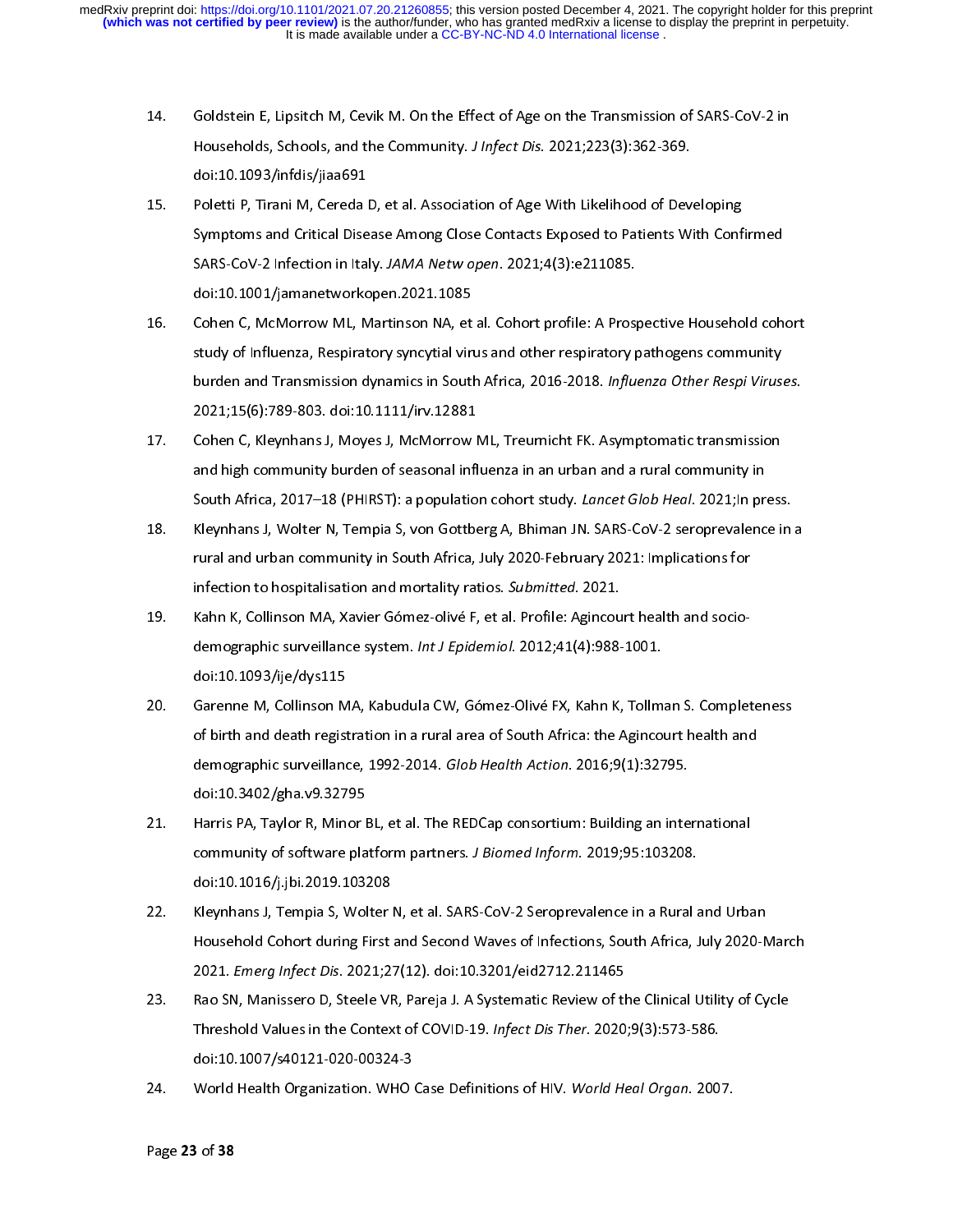14. Goldstein E, Lipsitch M, Cevik M. On the Effect of Age on the Transmission of SARS-CoV-2 in Households, Schools, and the Community. *J Infect Dis*. 2021;223(3):362-369. doi:10.1093/infdis/jiaa691

15. Poletti P, Tirani M, Cereda D, et al. Association of Age With Likelihood of Developing Symptoms and Critical Disease Among Close Contacts Exposed to Patients With Confirmed SARS-CoV-2 Infection in Italy. *JAMA Netw open*. 2021;4(3):e211085. doi:10.1001/jamanetworkopen.2021.1085

16. Cohen C, McMorrow ML, Martinson NA, et al. Cohort profile: A Prospective Household cohort study of Influenza, Respiratory syncytial virus and other respiratory pathogens community burden and Transmission dynamics in South Africa, 2016-2018. *Influenza Other Respi Viruses*. 2021;15(6):789-803. doi:10.1111/irv.12881

17. Cohen C, Kleynhans J, Moyes J, McMorrow ML, Treumicht FK. Asymptomatic transmission and high community burden of seasonal influenza in an urban and a rural community in South Africa, 2017–18 (PHIRST): a population cohort study. *Lancet Glob Heal*. 2021;In press.

18. Kleynhans J, Wolter N, Tempia S, von Gottberg A, Bhiman JN. SARS-CoV-2 seroprevalence in a rural and urban community in South Africa, July 2020-February 2021: Implications for infection to hospitalisation and mortality ratios. *Submitted*. 2021.

19. Kahn K, Collinson MA, Xavier Gómez-olivé F, et al. Profile: Agincourt health and socio-demographic surveillance system. *Int J Epidemiol*. 2012;41(4):988-1001. doi:10.1093/ije/dys115

20. Garenne M, Collinson MA, Kabudula CW, Gómez-Olivé FX, Kahn K, Tollman S. Completeness of birth and death registration in a rural area of South Africa: the Agincourt health and demographic surveillance, 1992-2014. *Glob Health Action*. 2016;9(1):32795. doi:10.3402/gha.v9.32795

21. Harris PA, Taylor R, Minor BL, et al. The REDCap consortium: Building an international community of software platform partners. *J Biomed Inform*. 2019;95:103208. doi:10.1016/j.jbi.2019.103208

22. Kleynhans J, Tempia S, Wolter N, et al. SARS-CoV-2 Seroprevalence in a Rural and Urban Household Cohort during First and Second Waves of Infections, South Africa, July 2020-March 2021. *Emerg Infect Dis*. 2021;27(12). doi:10.3201/eid2712.211465

23. Rao SN, Manissero D, Steele VR, Pareja J. A Systematic Review of the Clinical Utility of Cycle Threshold Values in the Context of COVID-19. *Infect Dis Ther*. 2020;9(3):573-586. doi:10.1007/s40121-020-00324-3

24. World Health Organization. WHO Case Definitions of HIV. *World Heal Organ*. 2007.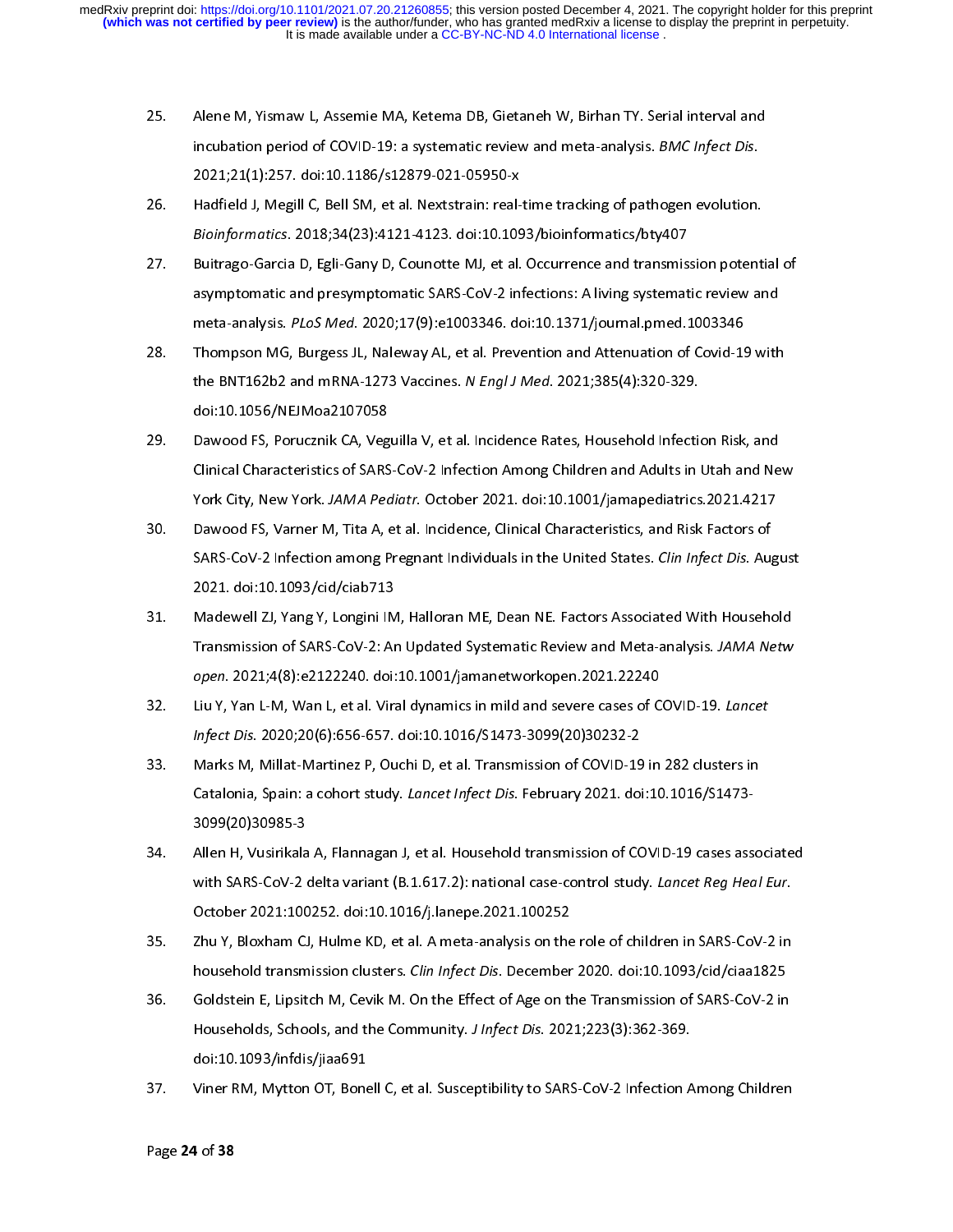25. Alene M, Yismaw L, Assemie MA, Ketema DB, Gietaneh W, Birhan TY. Serial interval and incubation period of COVID-19: a systematic review and meta-analysis. *BMC Infect Dis*. 2021;21(1):257. doi:10.1186/s12879-021-05950-x

26. Hadfield J, Megill C, Bell SM, et al. Nextstrain: real-time tracking of pathogen evolution. *Bioinformatics*. 2018;34(23):4121-4123. doi:10.1093/bioinformatics/bty407

27. Buitrago-Garcia D, Egli-Gany D, Counotte MJ, et al. Occurrence and transmission potential of asymptomatic and presymptomatic SARS-CoV-2 infections: A living systematic review and meta-analysis. *PLoS Med*. 2020;17(9):e1003346. doi:10.1371/journal.pmed.1003346

28. Thompson MG, Burgess JL, Naleway AL, et al. Prevention and Attenuation of Covid-19 with the BNT162b2 and mRNA-1273 Vaccines. *N Engl J Med*. 2021;385(4):320-329. doi:10.1056/NEJMoa2107058

29. Dawood FS, Porucznik CA, Veguilla V, et al. Incidence Rates, Household Infection Risk, and Clinical Characteristics of SARS-CoV-2 Infection Among Children and Adults in Utah and New York City, New York. *JAMA Pediatr*. October 2021. doi:10.1001/jamapediatrics.2021.4217

30. Dawood FS, Varner M, Tita A, et al. Incidence, Clinical Characteristics, and Risk Factors of SARS-CoV-2 Infection among Pregnant Individuals in the United States. *Clin Infect Dis*. August 2021. doi:10.1093/cid/ciab713

31. Madewell ZJ, Yang Y, Longini IM, Halloran ME, Dean NE. Factors Associated With Household Transmission of SARS-CoV-2: An Updated Systematic Review and Meta-analysis. *JAMA Netw open*. 2021;4(8):e2122240. doi:10.1001/jamanetworkopen.2021.22240

32. Liu Y, Yan L-M, Wan L, et al. Viral dynamics in mild and severe cases of COVID-19. *Lancet Infect Dis*. 2020;20(6):656-657. doi:10.1016/S1473-3099(20)30232-2

33. Marks M, Millat-Martinez P, Ouchi D, et al. Transmission of COVID-19 in 282 clusters in Catalonia, Spain: a cohort study. *Lancet Infect Dis*. February 2021. doi:10.1016/S1473-3099(20)30985-3

34. Allen H, Vusirikala A, Flannagan J, et al. Household transmission of COVID-19 cases associated with SARS-CoV-2 delta variant (B.1.617.2): national case-control study. *Lancet Reg Heal Eur*. October 2021:100252. doi:10.1016/j.lanepe.2021.100252

35. Zhu Y, Bloxham CJ, Hulme KD, et al. A meta-analysis on the role of children in SARS-CoV-2 in household transmission clusters. *Clin Infect Dis*. December 2020. doi:10.1093/cid/ciaa1825

36. Goldstein E, Lipsitch M, Cevik M. On the Effect of Age on the Transmission of SARS-CoV-2 in Households, Schools, and the Community. *J Infect Dis*. 2021;223(3):362-369. doi:10.1093/infdis/jiaa691

37. Viner RM, Mytton OT, Bonell C, et al. Susceptibility to SARS-CoV-2 Infection Among Children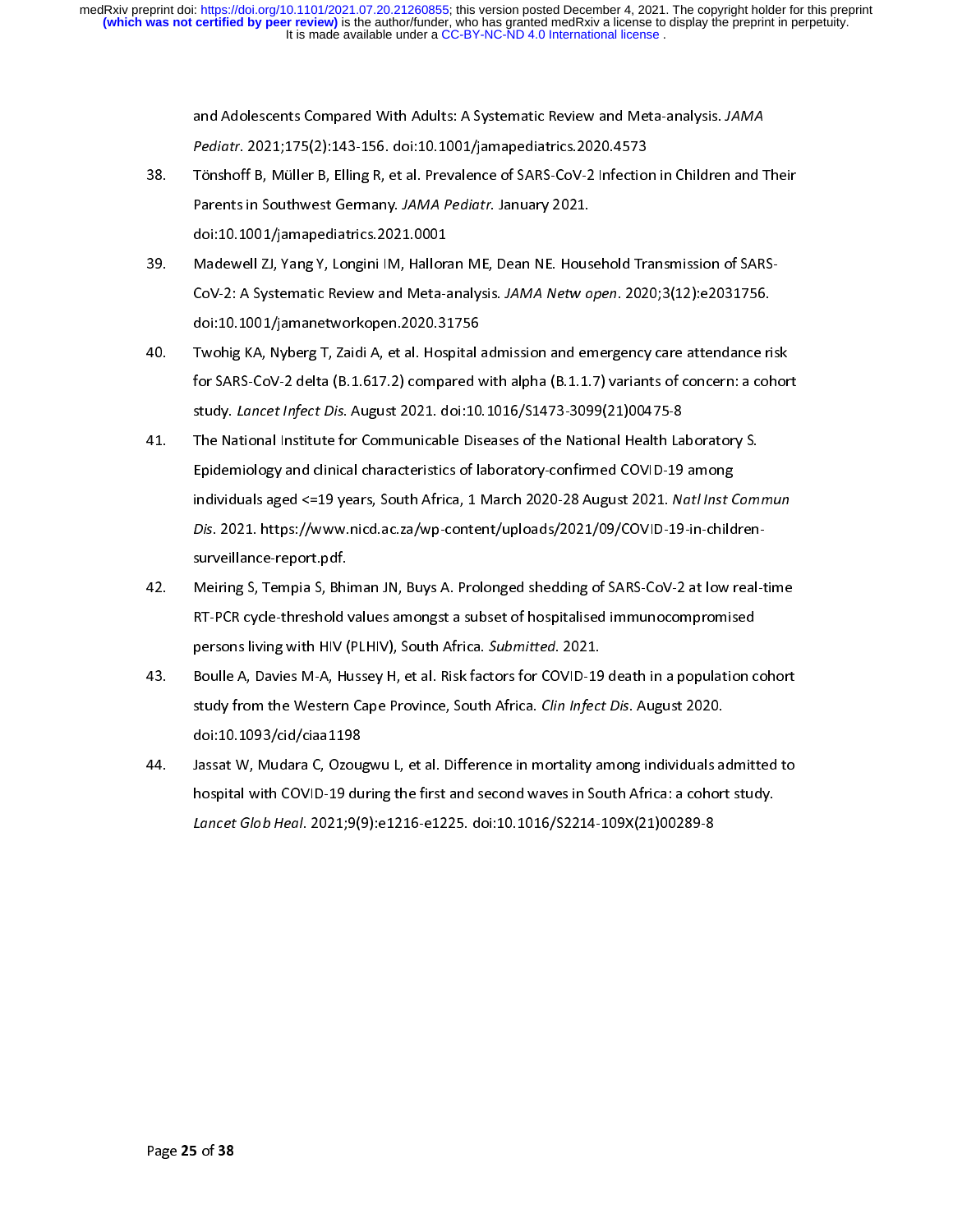and Adolescents Compared With Adults: A Systematic Review and Meta-analysis. *JAMA Pediatr*. 2021;175(2):143-156. doi:10.1001/jamapediatrics.2020.4573

38. Tönshoff B, Müller B, Elling R, et al. Prevalence of SARS-CoV-2 Infection in Children and Their Parents in Southwest Germany. *JAMA Pediatr*. January 2021. doi:10.1001/jamapediatrics.2021.0001
39. Madewell ZJ, Yang Y, Longini IM, Halloran ME, Dean NE. Household Transmission of SARS-CoV-2: A Systematic Review and Meta-analysis. *JAMA Netw open*. 2020;3(12):e2031756. doi:10.1001/jamanetworkopen.2020.31756
40. Twohig KA, Nyberg T, Zaidi A, et al. Hospital admission and emergency care attendance risk for SARS-CoV-2 delta (B.1.617.2) compared with alpha (B.1.1.7) variants of concern: a cohort study. *Lancet Infect Dis*. August 2021. doi:10.1016/S1473-3099(21)00475-8
41. The National Institute for Communicable Diseases of the National Health Laboratory S. Epidemiology and clinical characteristics of laboratory-confirmed COVID-19 among individuals aged <=19 years, South Africa, 1 March 2020-28 August 2021. *Natl Inst Commun Dis*. 2021. https://www.nicd.ac.za/wp-content/uploads/2021/09/COVID-19-in-children-surveillance-report.pdf.
42. Meiring S, Tempia S, Bhiman JN, Buys A. Prolonged shedding of SARS-CoV-2 at low real-time RT-PCR cycle-threshold values amongst a subset of hospitalised immunocompromised persons living with HIV (PLHIV), South Africa. *Submitted*. 2021.
43. Boulle A, Davies M-A, Hussey H, et al. Risk factors for COVID-19 death in a population cohort study from the Western Cape Province, South Africa. *Clin Infect Dis*. August 2020. doi:10.1093/cid/ciaa1198
44. Jassat W, Mudara C, Ozougwu L, et al. Difference in mortality among individuals admitted to hospital with COVID-19 during the first and second waves in South Africa: a cohort study. *Lancet Glob Heal*. 2021;9(9):e1216-e1225. doi:10.1016/S2214-109X(21)00289-8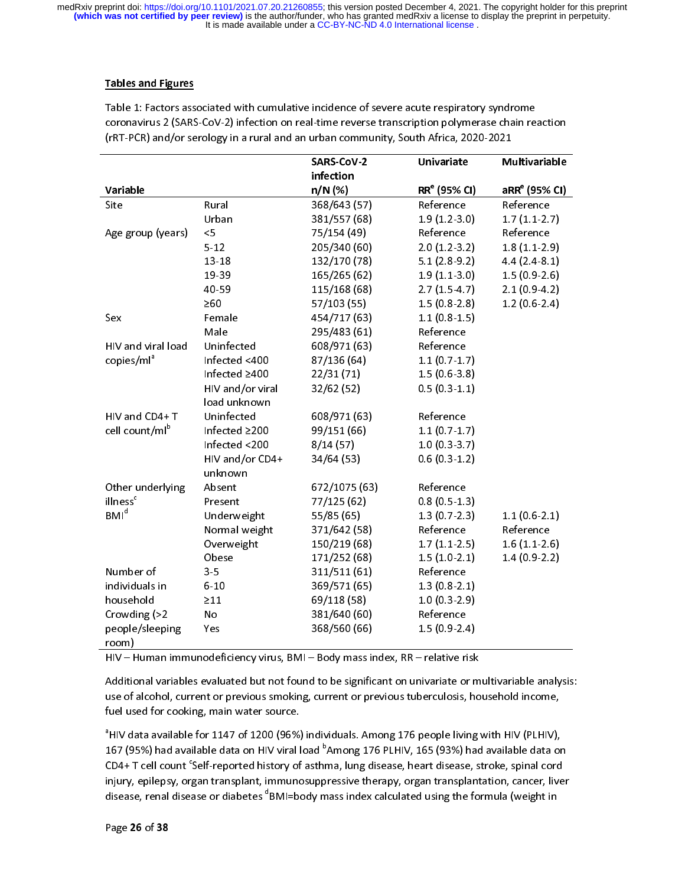**Tables and Figures**

Table 1: Factors associated with cumulative incidence of severe acute respiratory syndrome coronavirus 2 (SARS-CoV-2) infection on real-time reverse transcription polymerase chain reaction (rRT-PCR) and/or serology in a rural and an urban community, South Africa, 2020-2021

| Variable | | SARS-CoV-2 infection n/N (%) | Univariate RR[e] (95% CI) | Multivariable aRR[e] (95% CI) |
|---|---|---|---|---|
| Site | Rural | 368/643 (57) | Reference | Reference |
| | Urban | 381/557 (68) | 1.9 (1.2-3.0) | 1.7 (1.1-2.7) |
| Age group (years) | <5 | 75/154 (49) | Reference | Reference |
| | 5-12 | 205/340 (60) | 2.0 (1.2-3.2) | 1.8 (1.1-2.9) |
| | 13-18 | 132/170 (78) | 5.1 (2.8-9.2) | 4.4 (2.4-8.1) |
| | 19-39 | 165/265 (62) | 1.9 (1.1-3.0) | 1.5 (0.9-2.6) |
| | 40-59 | 115/168 (68) | 2.7 (1.5-4.7) | 2.1 (0.9-4.2) |
| | ≥60 | 57/103 (55) | 1.5 (0.8-2.8) | 1.2 (0.6-2.4) |
| Sex | Female | 454/717 (63) | 1.1 (0.8-1.5) | |
| | Male | 295/483 (61) | Reference | |
| HIV and viral load copies/ml[a] | Uninfected | 608/971 (63) | Reference | |
| | Infected <400 | 87/136 (64) | 1.1 (0.7-1.7) | |
| | Infected ≥400 | 22/31 (71) | 1.5 (0.6-3.8) | |
| | HIV and/or viral load unknown | 32/62 (52) | 0.5 (0.3-1.1) | |
| HIV and CD4+ T cell count/ml[b] | Uninfected | 608/971 (63) | Reference | |
| | Infected ≥200 | 99/151 (66) | 1.1 (0.7-1.7) | |
| | Infected <200 | 8/14 (57) | 1.0 (0.3-3.7) | |
| | HIV and/or CD4+ unknown | 34/64 (53) | 0.6 (0.3-1.2) | |
| Other underlying illness[c] | Absent | 672/1075 (63) | Reference | |
| | Present | 77/125 (62) | 0.8 (0.5-1.3) | |
| BMI[d] | Underweight | 55/85 (65) | 1.3 (0.7-2.3) | 1.1 (0.6-2.1) |
| | Normal weight | 371/642 (58) | Reference | Reference |
| | Overweight | 150/219 (68) | 1.7 (1.1-2.5) | 1.6 (1.1-2.6) |
| | Obese | 171/252 (68) | 1.5 (1.0-2.1) | 1.4 (0.9-2.2) |
| Number of individuals in household | 3-5 | 311/511 (61) | Reference | |
| | 6-10 | 369/571 (65) | 1.3 (0.8-2.1) | |
| | ≥11 | 69/118 (58) | 1.0 (0.3-2.9) | |
| Crowding (>2 people/sleeping room) | No | 381/640 (60) | Reference | |
| | Yes | 368/560 (66) | 1.5 (0.9-2.4) | |

HIV – Human immunodeficiency virus, BMI – Body mass index, RR – relative risk

Additional variables evaluated but not found to be significant on univariate or multivariable analysis: use of alcohol, current or previous smoking, current or previous tuberculosis, household income, fuel used for cooking, main water source.

[a]HIV data available for 1147 of 1200 (96%) individuals. Among 176 people living with HIV (PLHIV), 167 (95%) had available data on HIV viral load [b]Among 176 PLHIV, 165 (93%) had available data on CD4+ T cell count [c]Self-reported history of asthma, lung disease, heart disease, stroke, spinal cord injury, epilepsy, organ transplant, immunosuppressive therapy, organ transplantation, cancer, liver disease, renal disease or diabetes [d]BMI=body mass index calculated using the formula (weight in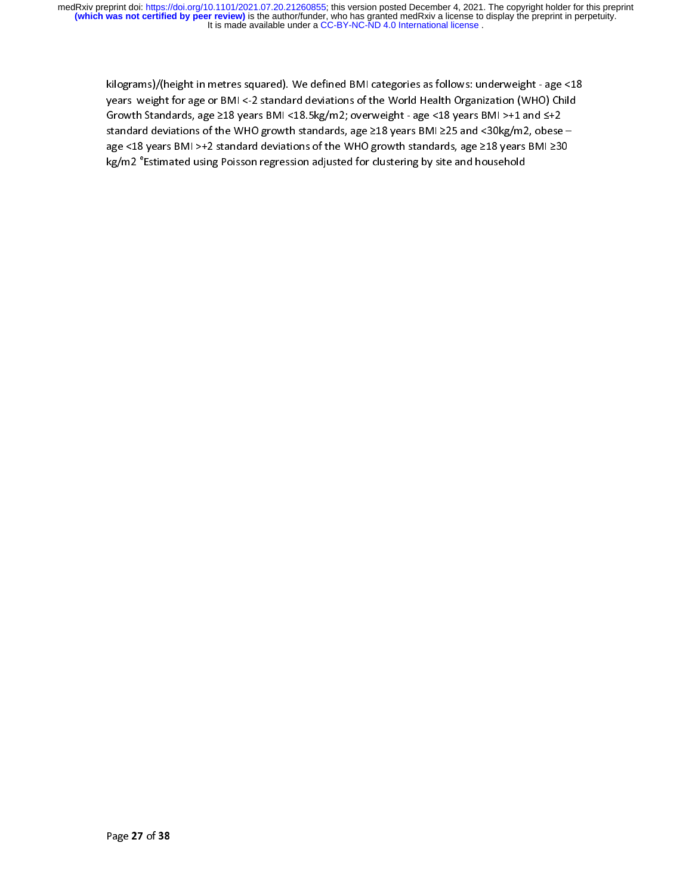kilograms)/(height in metres squared). We defined BMI categories as follows: underweight - age <18 years weight for age or BMI <-2 standard deviations of the World Health Organization (WHO) Child Growth Standards, age ≥18 years BMI <18.5kg/m2; overweight - age <18 years BMI >+1 and ≤+2 standard deviations of the WHO growth standards, age ≥18 years BMI ≥25 and <30kg/m2, obese – age <18 years BMI >+2 standard deviations of the WHO growth standards, age ≥18 years BMI ≥30 kg/m2 [e]Estimated using Poisson regression adjusted for clustering by site and household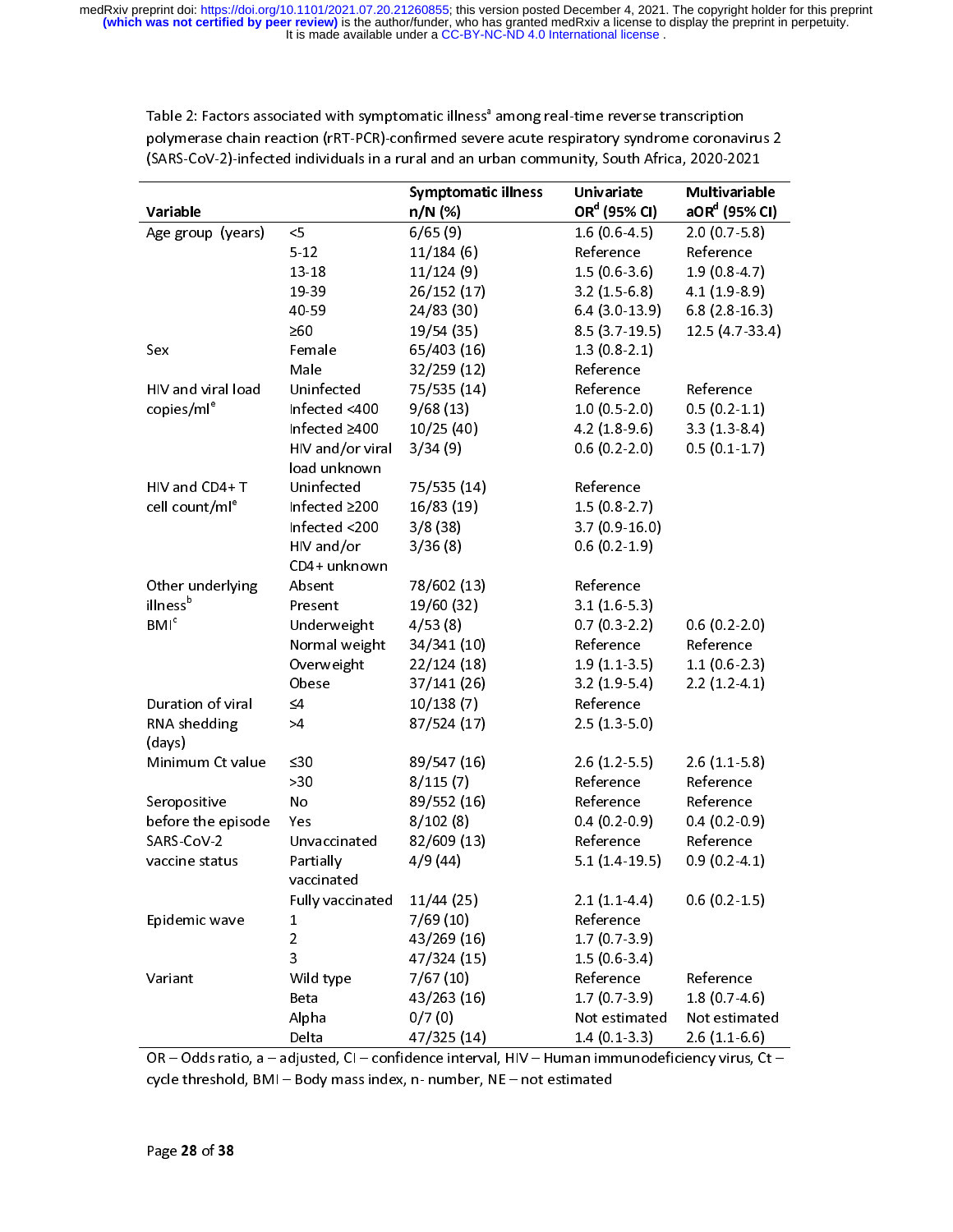Table 2: Factors associated with symptomatic illness[a] among real-time reverse transcription polymerase chain reaction (rRT-PCR)-confirmed severe acute respiratory syndrome coronavirus 2 (SARS-CoV-2)-infected individuals in a rural and an urban community, South Africa, 2020-2021

| Variable | | Symptomatic illness n/N (%) | Univariate OR[d] (95% CI) | Multivariable aOR[d] (95% CI) |
|---|---|---|---|---|
| Age group (years) | <5 | 6/65 (9) | 1.6 (0.6-4.5) | 2.0 (0.7-5.8) |
| | 5-12 | 11/184 (6) | Reference | Reference |
| | 13-18 | 11/124 (9) | 1.5 (0.6-3.6) | 1.9 (0.8-4.7) |
| | 19-39 | 26/152 (17) | 3.2 (1.5-6.8) | 4.1 (1.9-8.9) |
| | 40-59 | 24/83 (30) | 6.4 (3.0-13.9) | 6.8 (2.8-16.3) |
| | ≥60 | 19/54 (35) | 8.5 (3.7-19.5) | 12.5 (4.7-33.4) |
| Sex | Female | 65/403 (16) | 1.3 (0.8-2.1) | |
| | Male | 32/259 (12) | Reference | |
| HIV and viral load copies/ml[e] | Uninfected | 75/535 (14) | Reference | Reference |
| | Infected <400 | 9/68 (13) | 1.0 (0.5-2.0) | 0.5 (0.2-1.1) |
| | Infected ≥400 | 10/25 (40) | 4.2 (1.8-9.6) | 3.3 (1.3-8.4) |
| | HIV and/or viral load unknown | 3/34 (9) | 0.6 (0.2-2.0) | 0.5 (0.1-1.7) |
| HIV and CD4+ T cell count/ml[e] | Uninfected | 75/535 (14) | Reference | |
| | Infected ≥200 | 16/83 (19) | 1.5 (0.8-2.7) | |
| | Infected <200 | 3/8 (38) | 3.7 (0.9-16.0) | |
| | HIV and/or CD4+ unknown | 3/36 (8) | 0.6 (0.2-1.9) | |
| Other underlying illness[b] | Absent | 78/602 (13) | Reference | |
| | Present | 19/60 (32) | 3.1 (1.6-5.3) | |
| BMI[c] | Underweight | 4/53 (8) | 0.7 (0.3-2.2) | 0.6 (0.2-2.0) |
| | Normal weight | 34/341 (10) | Reference | Reference |
| | Overweight | 22/124 (18) | 1.9 (1.1-3.5) | 1.1 (0.6-2.3) |
| | Obese | 37/141 (26) | 3.2 (1.9-5.4) | 2.2 (1.2-4.1) |
| Duration of viral RNA shedding (days) | ≤4 | 10/138 (7) | Reference | |
| | >4 | 87/524 (17) | 2.5 (1.3-5.0) | |
| Minimum Ct value | ≤30 | 89/547 (16) | 2.6 (1.2-5.5) | 2.6 (1.1-5.8) |
| | >30 | 8/115 (7) | Reference | Reference |
| Seropositive before the episode | No | 89/552 (16) | Reference | Reference |
| | Yes | 8/102 (8) | 0.4 (0.2-0.9) | 0.4 (0.2-0.9) |
| SARS-CoV-2 vaccine status | Unvaccinated | 82/609 (13) | Reference | Reference |
| | Partially vaccinated | 4/9 (44) | 5.1 (1.4-19.5) | 0.9 (0.2-4.1) |
| | Fully vaccinated | 11/44 (25) | 2.1 (1.1-4.4) | 0.6 (0.2-1.5) |
| Epidemic wave | 1 | 7/69 (10) | Reference | |
| | 2 | 43/269 (16) | 1.7 (0.7-3.9) | |
| | 3 | 47/324 (15) | 1.5 (0.6-3.4) | |
| Variant | Wild type | 7/67 (10) | Reference | Reference |
| | Beta | 43/263 (16) | 1.7 (0.7-3.9) | 1.8 (0.7-4.6) |
| | Alpha | 0/7 (0) | Not estimated | Not estimated |
| | Delta | 47/325 (14) | 1.4 (0.1-3.3) | 2.6 (1.1-6.6) |

OR – Odds ratio, a – adjusted, CI – confidence interval, HIV – Human immunodeficiency virus, Ct – cycle threshold, BMI – Body mass index, n- number, NE – not estimated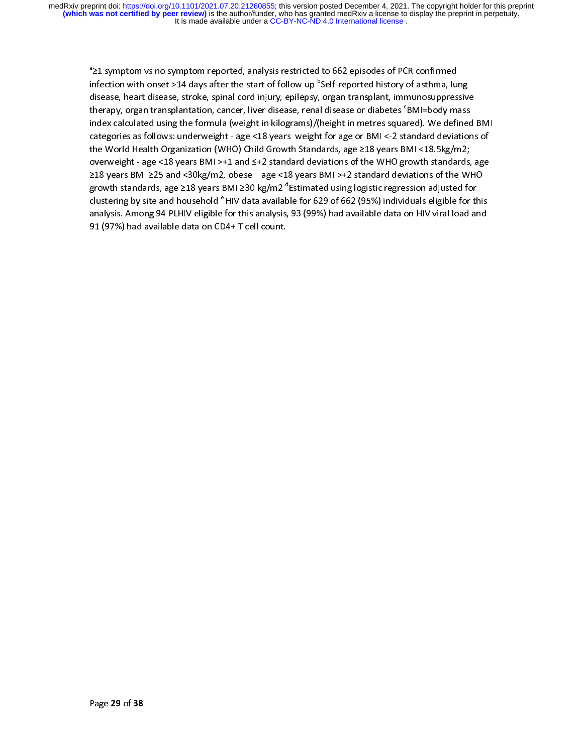[a]≥1 symptom vs no symptom reported, analysis restricted to 662 episodes of PCR confirmed infection with onset >14 days after the start of follow up [b]Self-reported history of asthma, lung disease, heart disease, stroke, spinal cord injury, epilepsy, organ transplant, immunosuppressive therapy, organ transplantation, cancer, liver disease, renal disease or diabetes [c]BMI=body mass index calculated using the formula (weight in kilograms)/(height in metres squared). We defined BMI categories as follows: underweight - age <18 years weight for age or BMI <-2 standard deviations of the World Health Organization (WHO) Child Growth Standards, age ≥18 years BMI <18.5kg/m2; overweight - age <18 years BMI >+1 and ≤+2 standard deviations of the WHO growth standards, age ≥18 years BMI ≥25 and <30kg/m2, obese – age <18 years BMI >+2 standard deviations of the WHO growth standards, age ≥18 years BMI ≥30 kg/m2 [d]Estimated using logistic regression adjusted for clustering by site and household [e] HIV data available for 629 of 662 (95%) individuals eligible for this analysis. Among 94 PLHIV eligible for this analysis, 93 (99%) had available data on HIV viral load and 91 (97%) had available data on CD4+ T cell count.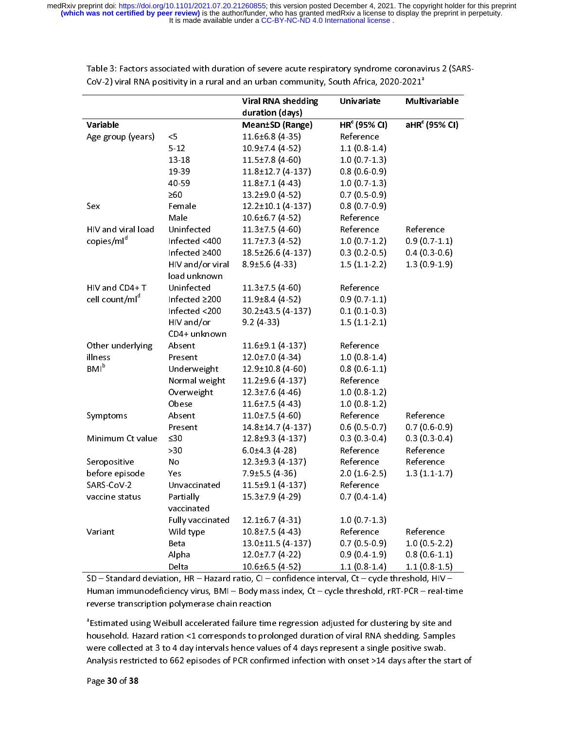Table 3: Factors associated with duration of severe acute respiratory syndrome coronavirus 2 (SARS-CoV-2) viral RNA positivity in a rural and an urban community, South Africa, 2020-2021[a]

| Variable | | Viral RNA shedding duration (days) Mean±SD (Range) | Univariate HR[c] (95% CI) | Multivariable aHR[c] (95% CI) |
|---|---|---|---|---|
| Age group (years) | <5 | 11.6±6.8 (4-35) | Reference | |
| | 5-12 | 10.9±7.4 (4-52) | 1.1 (0.8-1.4) | |
| | 13-18 | 11.5±7.8 (4-60) | 1.0 (0.7-1.3) | |
| | 19-39 | 11.8±12.7 (4-137) | 0.8 (0.6-0.9) | |
| | 40-59 | 11.8±7.1 (4-43) | 1.0 (0.7-1.3) | |
| | ≥60 | 13.2±9.0 (4-52) | 0.7 (0.5-0.9) | |
| Sex | Female | 12.2±10.1 (4-137) | 0.8 (0.7-0.9) | |
| | Male | 10.6±6.7 (4-52) | Reference | |
| HIV and viral load copies/ml[d] | Uninfected | 11.3±7.5 (4-60) | Reference | Reference |
| | Infected <400 | 11.7±7.3 (4-52) | 1.0 (0.7-1.2) | 0.9 (0.7-1.1) |
| | Infected ≥400 | 18.5±26.6 (4-137) | 0.3 (0.2-0.5) | 0.4 (0.3-0.6) |
| | HIV and/or viral load unknown | 8.9±5.6 (4-33) | 1.5 (1.1-2.2) | 1.3 (0.9-1.9) |
| HIV and CD4+ T cell count/ml[d] | Uninfected | 11.3±7.5 (4-60) | Reference | |
| | Infected ≥200 | 11.9±8.4 (4-52) | 0.9 (0.7-1.1) | |
| | Infected <200 | 30.2±43.5 (4-137) | 0.1 (0.1-0.3) | |
| | HIV and/or CD4+ unknown | 9.2 (4-33) | 1.5 (1.1-2.1) | |
| Other underlying illness | Absent | 11.6±9.1 (4-137) | Reference | |
| | Present | 12.0±7.0 (4-34) | 1.0 (0.8-1.4) | |
| BMI[b] | Underweight | 12.9±10.8 (4-60) | 0.8 (0.6-1.1) | |
| | Normal weight | 11.2±9.6 (4-137) | Reference | |
| | Overweight | 12.3±7.6 (4-46) | 1.0 (0.8-1.2) | |
| | Obese | 11.6±7.5 (4-43) | 1.0 (0.8-1.2) | |
| Symptoms | Absent | 11.0±7.5 (4-60) | Reference | Reference |
| | Present | 14.8±14.7 (4-137) | 0.6 (0.5-0.7) | 0.7 (0.6-0.9) |
| Minimum Ct value | ≤30 | 12.8±9.3 (4-137) | 0.3 (0.3-0.4) | 0.3 (0.3-0.4) |
| | >30 | 6.0±4.3 (4-28) | Reference | Reference |
| Seropositive before episode | No | 12.3±9.3 (4-137) | Reference | Reference |
| | Yes | 7.9±5.5 (4-36) | 2.0 (1.6-2.5) | 1.3 (1.1-1.7) |
| SARS-CoV-2 vaccine status | Unvaccinated | 11.5±9.1 (4-137) | Reference | |
| | Partially vaccinated | 15.3±7.9 (4-29) | 0.7 (0.4-1.4) | |
| | Fully vaccinated | 12.1±6.7 (4-31) | 1.0 (0.7-1.3) | |
| Variant | Wild type | 10.8±7.5 (4-43) | Reference | Reference |
| | Beta | 13.0±11.5 (4-137) | 0.7 (0.5-0.9) | 1.0 (0.5-2.2) |
| | Alpha | 12.0±7.7 (4-22) | 0.9 (0.4-1.9) | 0.8 (0.6-1.1) |
| | Delta | 10.6±6.5 (4-52) | 1.1 (0.8-1.4) | 1.1 (0.8-1.5) |

SD – Standard deviation, HR – Hazard ratio, CI – confidence interval, Ct – cycle threshold, HIV – Human immunodeficiency virus, BMI – Body mass index, Ct – cycle threshold, rRT-PCR – real-time reverse transcription polymerase chain reaction

[a]Estimated using Weibull accelerated failure time regression adjusted for clustering by site and household. Hazard ration <1 corresponds to prolonged duration of viral RNA shedding. Samples were collected at 3 to 4 day intervals hence values of 4 days represent a single positive swab. Analysis restricted to 662 episodes of PCR confirmed infection with onset >14 days after the start of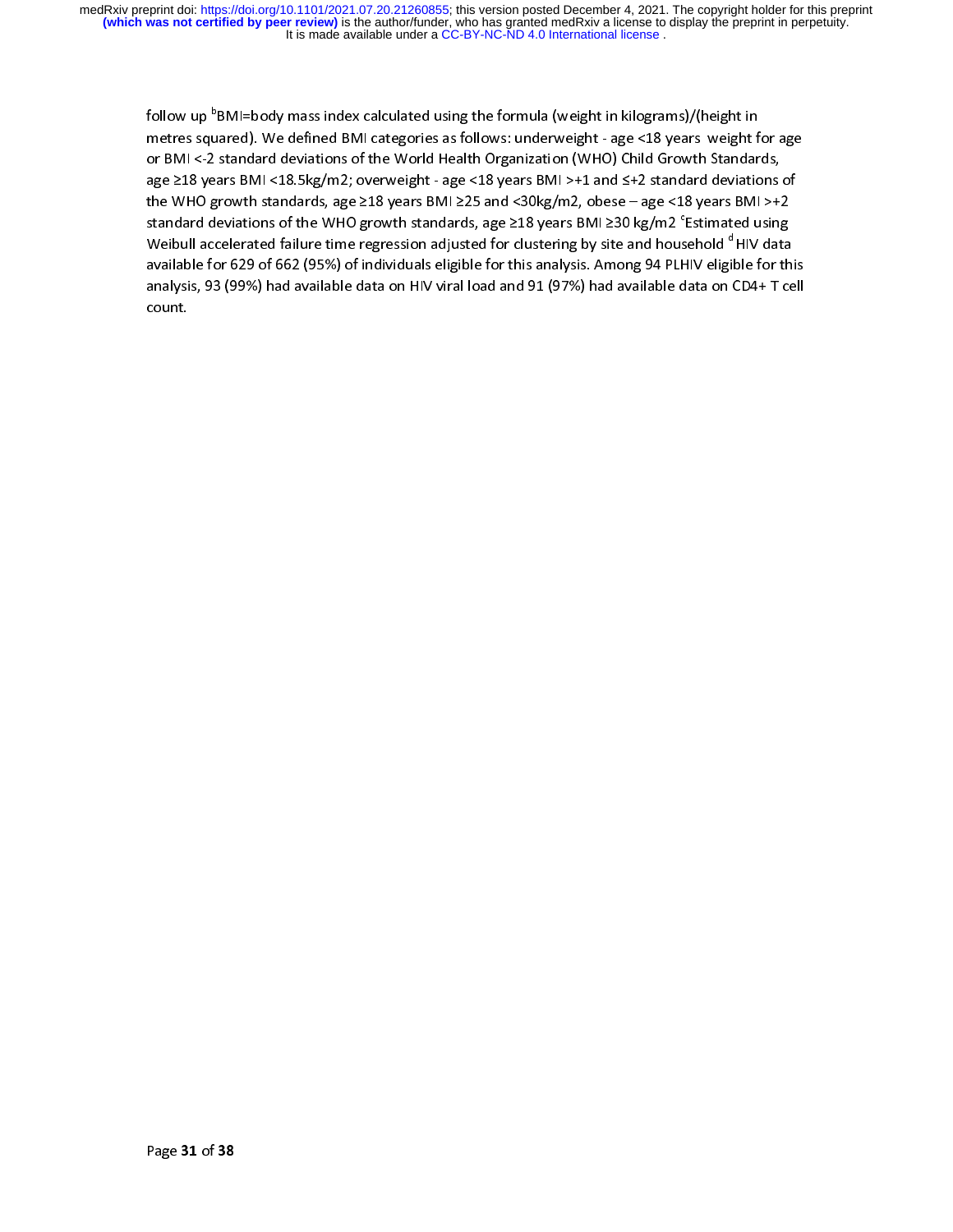follow up [b]BMI=body mass index calculated using the formula (weight in kilograms)/(height in metres squared). We defined BMI categories as follows: underweight - age <18 years weight for age or BMI <-2 standard deviations of the World Health Organization (WHO) Child Growth Standards, age ≥18 years BMI <18.5kg/m2; overweight - age <18 years BMI >+1 and ≤+2 standard deviations of the WHO growth standards, age ≥18 years BMI ≥25 and <30kg/m2, obese – age <18 years BMI >+2 standard deviations of the WHO growth standards, age ≥18 years BMI ≥30 kg/m2 [c]Estimated using Weibull accelerated failure time regression adjusted for clustering by site and household [d]HIV data available for 629 of 662 (95%) of individuals eligible for this analysis. Among 94 PLHIV eligible for this analysis, 93 (99%) had available data on HIV viral load and 91 (97%) had available data on CD4+ T cell count.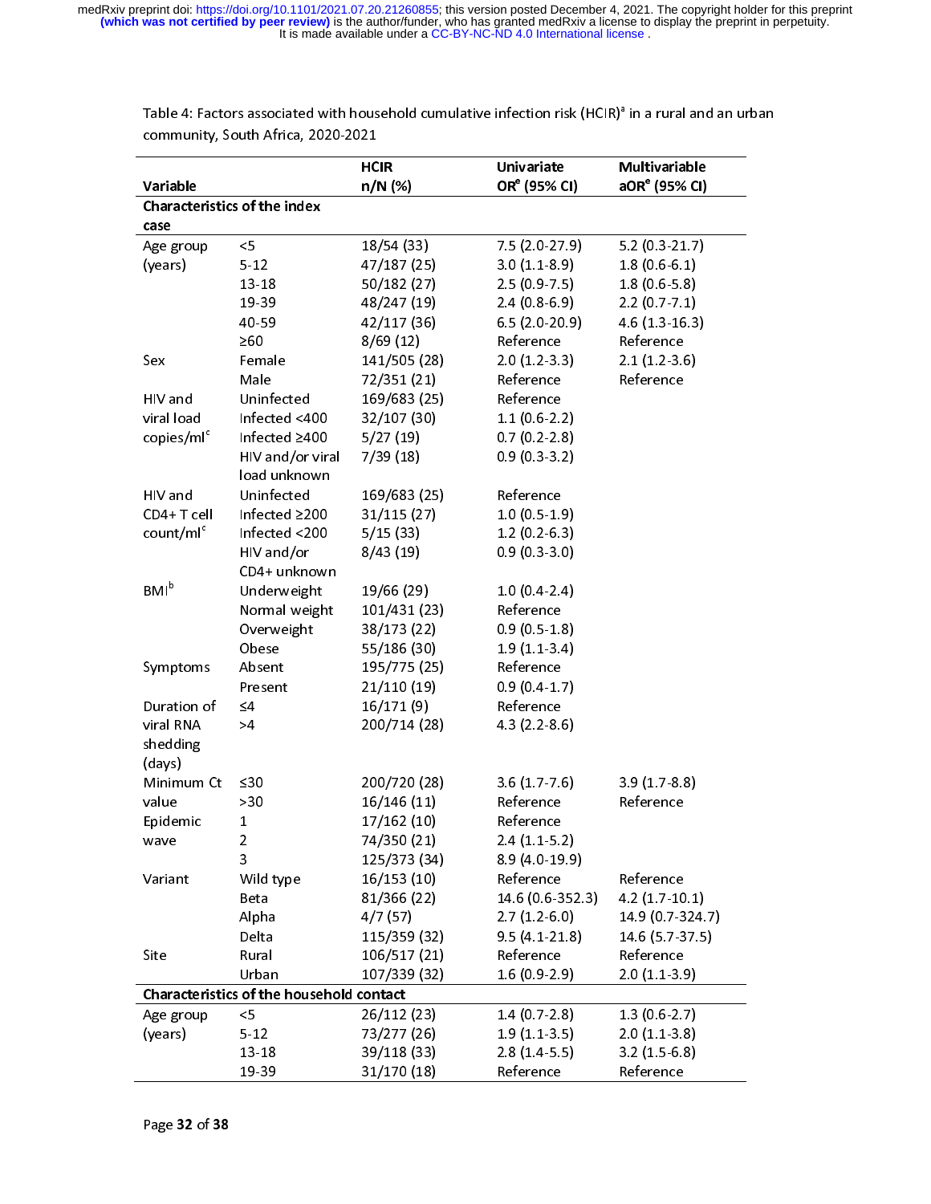Table 4: Factors associated with household cumulative infection risk (HCIR)[a] in a rural and an urban community, South Africa, 2020-2021

| Variable | | HCIR n/N (%) | Univariate OR[e] (95% CI) | Multivariable aOR[e] (95% CI) |
|---|---|---|---|---|
| **Characteristics of the index case** | | | | |
| Age group (years) | <5 | 18/54 (33) | 7.5 (2.0-27.9) | 5.2 (0.3-21.7) |
| | 5-12 | 47/187 (25) | 3.0 (1.1-8.9) | 1.8 (0.6-6.1) |
| | 13-18 | 50/182 (27) | 2.5 (0.9-7.5) | 1.8 (0.6-5.8) |
| | 19-39 | 48/247 (19) | 2.4 (0.8-6.9) | 2.2 (0.7-7.1) |
| | 40-59 | 42/117 (36) | 6.5 (2.0-20.9) | 4.6 (1.3-16.3) |
| | ≥60 | 8/69 (12) | Reference | Reference |
| Sex | Female | 141/505 (28) | 2.0 (1.2-3.3) | 2.1 (1.2-3.6) |
| | Male | 72/351 (21) | Reference | Reference |
| HIV and viral load copies/ml[c] | Uninfected | 169/683 (25) | Reference | |
| | Infected <400 | 32/107 (30) | 1.1 (0.6-2.2) | |
| | Infected ≥400 | 5/27 (19) | 0.7 (0.2-2.8) | |
| | HIV and/or viral load unknown | 7/39 (18) | 0.9 (0.3-3.2) | |
| HIV and CD4+ T cell count/ml[c] | Uninfected | 169/683 (25) | Reference | |
| | Infected ≥200 | 31/115 (27) | 1.0 (0.5-1.9) | |
| | Infected <200 | 5/15 (33) | 1.2 (0.2-6.3) | |
| | HIV and/or CD4+ unknown | 8/43 (19) | 0.9 (0.3-3.0) | |
| BMI[b] | Underweight | 19/66 (29) | 1.0 (0.4-2.4) | |
| | Normal weight | 101/431 (23) | Reference | |
| | Overweight | 38/173 (22) | 0.9 (0.5-1.8) | |
| | Obese | 55/186 (30) | 1.9 (1.1-3.4) | |
| Symptoms | Absent | 195/775 (25) | Reference | |
| | Present | 21/110 (19) | 0.9 (0.4-1.7) | |
| Duration of viral RNA shedding (days) | ≤4 | 16/171 (9) | Reference | |
| | >4 | 200/714 (28) | 4.3 (2.2-8.6) | |
| Minimum Ct value | ≤30 | 200/720 (28) | 3.6 (1.7-7.6) | 3.9 (1.7-8.8) |
| | >30 | 16/146 (11) | Reference | Reference |
| Epidemic wave | 1 | 17/162 (10) | Reference | |
| | 2 | 74/350 (21) | 2.4 (1.1-5.2) | |
| | 3 | 125/373 (34) | 8.9 (4.0-19.9) | |
| Variant | Wild type | 16/153 (10) | Reference | Reference |
| | Beta | 81/366 (22) | 14.6 (0.6-352.3) | 4.2 (1.7-10.1) |
| | Alpha | 4/7 (57) | 2.7 (1.2-6.0) | 14.9 (0.7-324.7) |
| | Delta | 115/359 (32) | 9.5 (4.1-21.8) | 14.6 (5.7-37.5) |
| Site | Rural | 106/517 (21) | Reference | Reference |
| | Urban | 107/339 (32) | 1.6 (0.9-2.9) | 2.0 (1.1-3.9) |
| **Characteristics of the household contact** | | | | |
| Age group (years) | <5 | 26/112 (23) | 1.4 (0.7-2.8) | 1.3 (0.6-2.7) |
| | 5-12 | 73/277 (26) | 1.9 (1.1-3.5) | 2.0 (1.1-3.8) |
| | 13-18 | 39/118 (33) | 2.8 (1.4-5.5) | 3.2 (1.5-6.8) |
| | 19-39 | 31/170 (18) | Reference | Reference |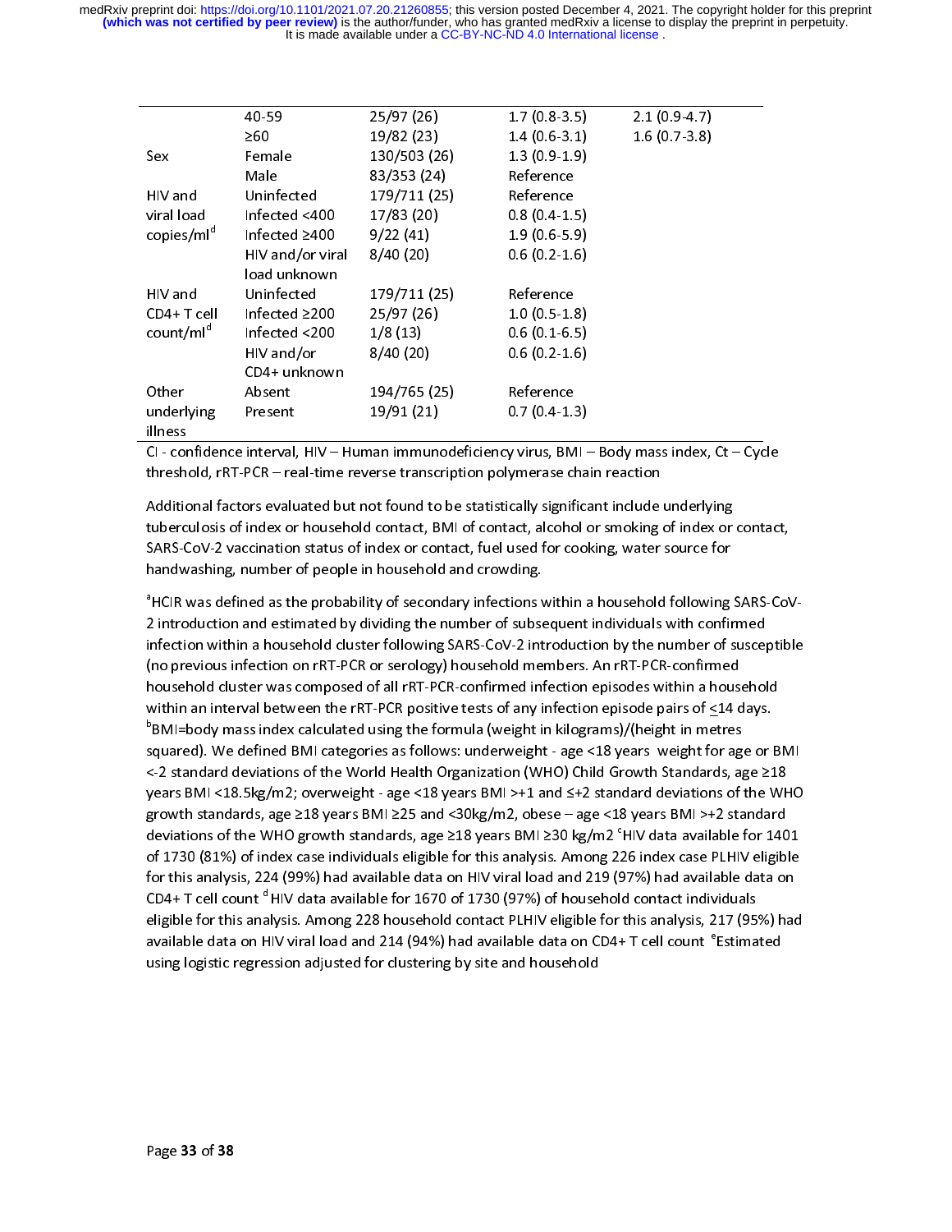| | | | | |
|---|---|---|---|---|
| | 40-59 | 25/97 (26) | 1.7 (0.8-3.5) | 2.1 (0.9-4.7) |
| | ≥60 | 19/82 (23) | 1.4 (0.6-3.1) | 1.6 (0.7-3.8) |
| Sex | Female | 130/503 (26) | 1.3 (0.9-1.9) | |
| | Male | 83/353 (24) | Reference | |
| HIV and viral load copies/ml[d] | Uninfected | 179/711 (25) | Reference | |
| | Infected <400 | 17/83 (20) | 0.8 (0.4-1.5) | |
| | Infected ≥400 | 9/22 (41) | 1.9 (0.6-5.9) | |
| | HIV and/or viral load unknown | 8/40 (20) | 0.6 (0.2-1.6) | |
| HIV and CD4+ T cell count/ml[d] | Uninfected | 179/711 (25) | Reference | |
| | Infected ≥200 | 25/97 (26) | 1.0 (0.5-1.8) | |
| | Infected <200 | 1/8 (13) | 0.6 (0.1-6.5) | |
| | HIV and/or CD4+ unknown | 8/40 (20) | 0.6 (0.2-1.6) | |
| Other underlying illness | Absent | 194/765 (25) | Reference | |
| | Present | 19/91 (21) | 0.7 (0.4-1.3) | |

CI - confidence interval, HIV – Human immunodeficiency virus, BMI – Body mass index, Ct – Cycle threshold, rRT-PCR – real-time reverse transcription polymerase chain reaction

Additional factors evaluated but not found to be statistically significant include underlying tuberculosis of index or household contact, BMI of contact, alcohol or smoking of index or contact, SARS-CoV-2 vaccination status of index or contact, fuel used for cooking, water source for handwashing, number of people in household and crowding.

[a]HCIR was defined as the probability of secondary infections within a household following SARS-CoV-2 introduction and estimated by dividing the number of subsequent individuals with confirmed infection within a household cluster following SARS-CoV-2 introduction by the number of susceptible (no previous infection on rRT-PCR or serology) household members. An rRT-PCR-confirmed household cluster was composed of all rRT-PCR-confirmed infection episodes within a household within an interval between the rRT-PCR positive tests of any infection episode pairs of <14 days. [b]BMI=body mass index calculated using the formula (weight in kilograms)/(height in metres squared). We defined BMI categories as follows: underweight - age <18 years weight for age or BMI <-2 standard deviations of the World Health Organization (WHO) Child Growth Standards, age ≥18 years BMI <18.5kg/m2; overweight - age <18 years BMI >+1 and ≤+2 standard deviations of the WHO growth standards, age ≥18 years BMI ≥25 and <30kg/m2, obese – age <18 years BMI >+2 standard deviations of the WHO growth standards, age ≥18 years BMI ≥30 kg/m2 [c]HIV data available for 1401 of 1730 (81%) of index case individuals eligible for this analysis. Among 226 index case PLHIV eligible for this analysis, 224 (99%) had available data on HIV viral load and 219 (97%) had available data on CD4+ T cell count [d]HIV data available for 1670 of 1730 (97%) of household contact individuals eligible for this analysis. Among 228 household contact PLHIV eligible for this analysis, 217 (95%) had available data on HIV viral load and 214 (94%) had available data on CD4+ T cell count [e]Estimated using logistic regression adjusted for clustering by site and household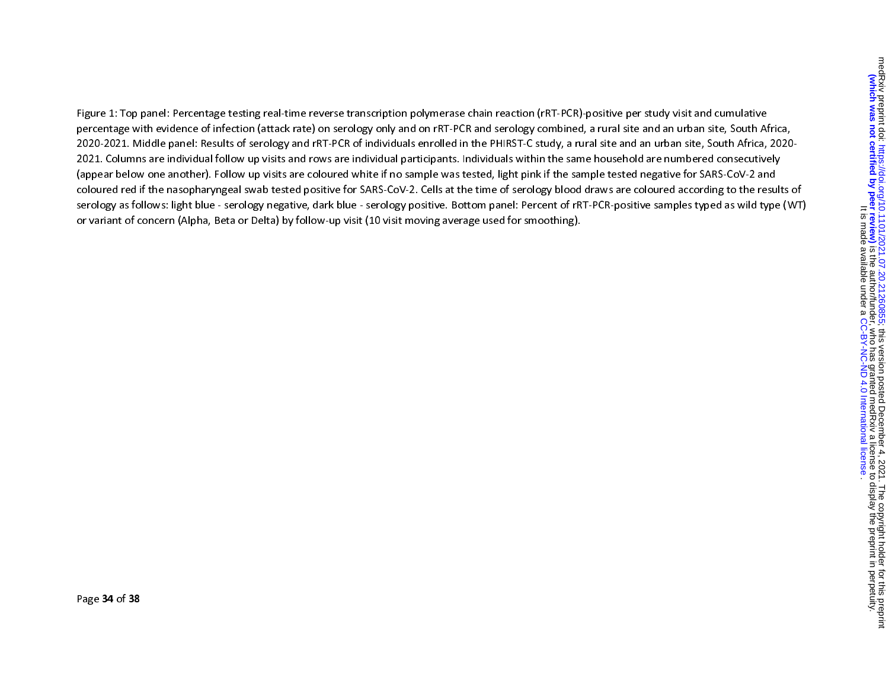Figure 1: Top panel: Percentage testing real-time reverse transcription polymerase chain reaction (rRT-PCR)-positive per study visit and cumulative percentage with evidence of infection (attack rate) on serology only and on rRT-PCR and serology combined, a rural site and an urban site, South Africa, 2020-2021. Middle panel: Results of serology and rRT-PCR of individuals enrolled in the PHIRST-C study, a rural site and an urban site, South Africa, 2020-2021. Columns are individual follow up visits and rows are individual participants. Individuals within the same household are numbered consecutively (appear below one another). Follow up visits are coloured white if no sample was tested, light pink if the sample tested negative for SARS-CoV-2 and coloured red if the nasopharyngeal swab tested positive for SARS-CoV-2. Cells at the time of serology blood draws are coloured according to the results of serology as follows: light blue - serology negative, dark blue - serology positive. Bottom panel: Percent of rRT-PCR-positive samples typed as wild type (WT) or variant of concern (Alpha, Beta or Delta) by follow-up visit (10 visit moving average used for smoothing).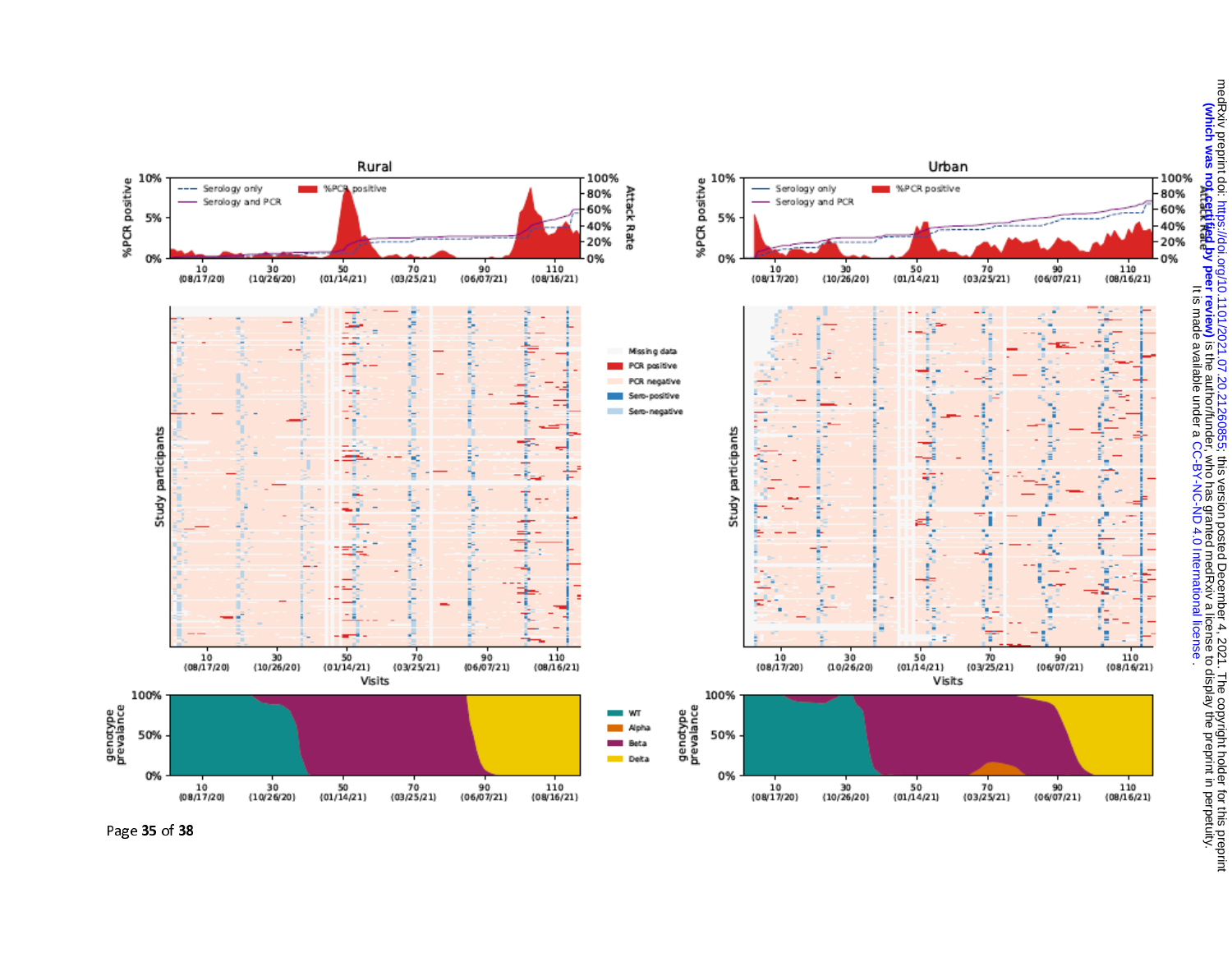## Rural

%PCR positive — Attack Rate

- Serology only
- Serology and PCR
- %PCR positive

Study participants

Visits: 10 (08/17/20), 30 (10/26/20), 50 (01/14/21), 70 (03/25/21), 90 (06/07/21), 110 (08/16/21)

genotype prevalance

## Urban

%PCR positive — Attack Rate

- Serology only
- Serology and PCR
- %PCR positive

Study participants

Visits: 10 (08/17/20), 30 (10/26/20), 50 (01/14/21), 70 (03/25/21), 90 (06/07/21), 110 (08/16/21)

genotype prevalance

**Legend:** Missing data; PCR positive; PCR negative; Sero-positive; Sero-negative

**Genotype:** WT; Alpha; Beta; Delta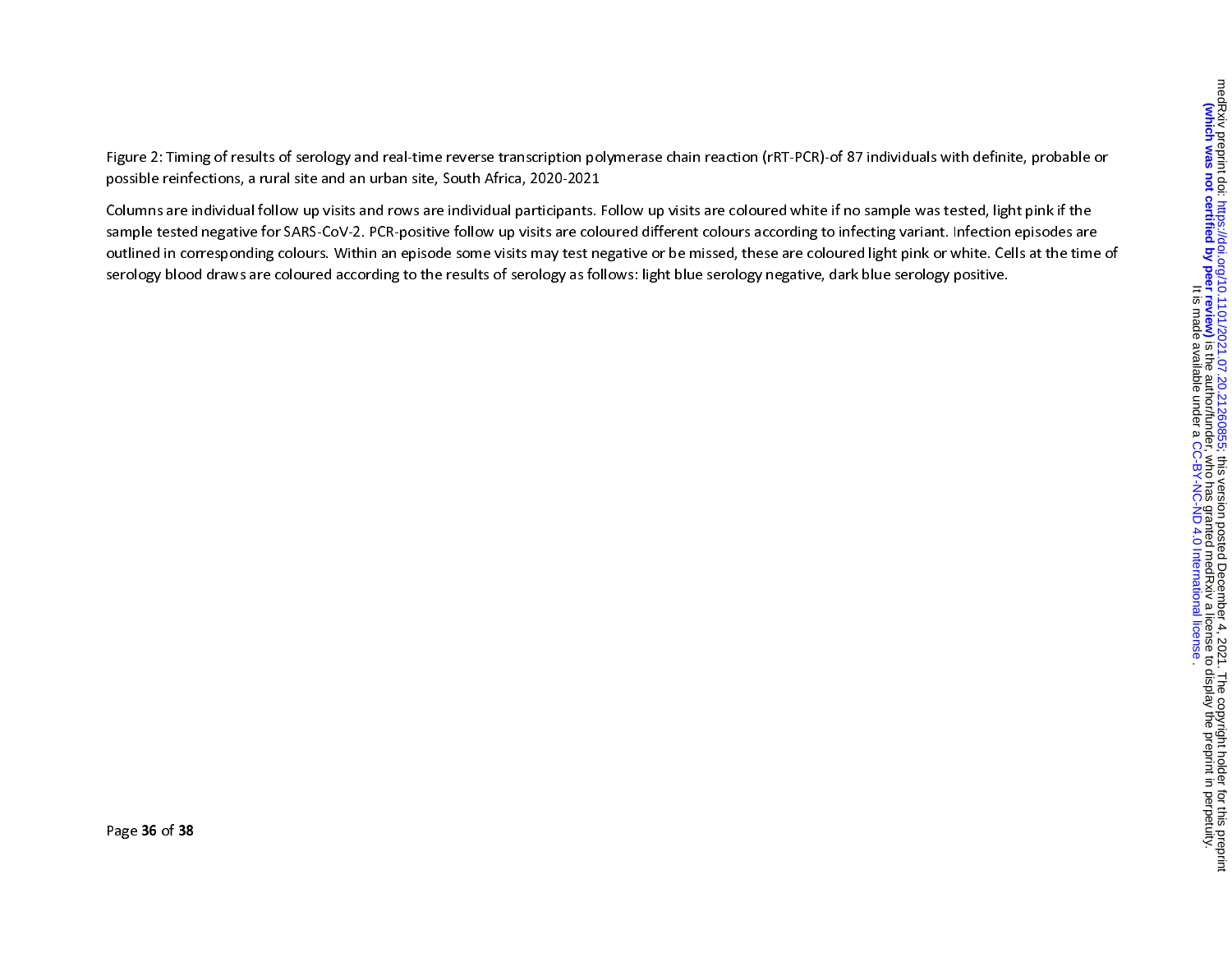Figure 2: Timing of results of serology and real-time reverse transcription polymerase chain reaction (rRT-PCR)-of 87 individuals with definite, probable or possible reinfections, a rural site and an urban site, South Africa, 2020-2021

Columns are individual follow up visits and rows are individual participants. Follow up visits are coloured white if no sample was tested, light pink if the sample tested negative for SARS-CoV-2. PCR-positive follow up visits are coloured different colours according to infecting variant. Infection episodes are outlined in corresponding colours. Within an episode some visits may test negative or be missed, these are coloured light pink or white. Cells at the time of serology blood draws are coloured according to the results of serology as follows: light blue serology negative, dark blue serology positive.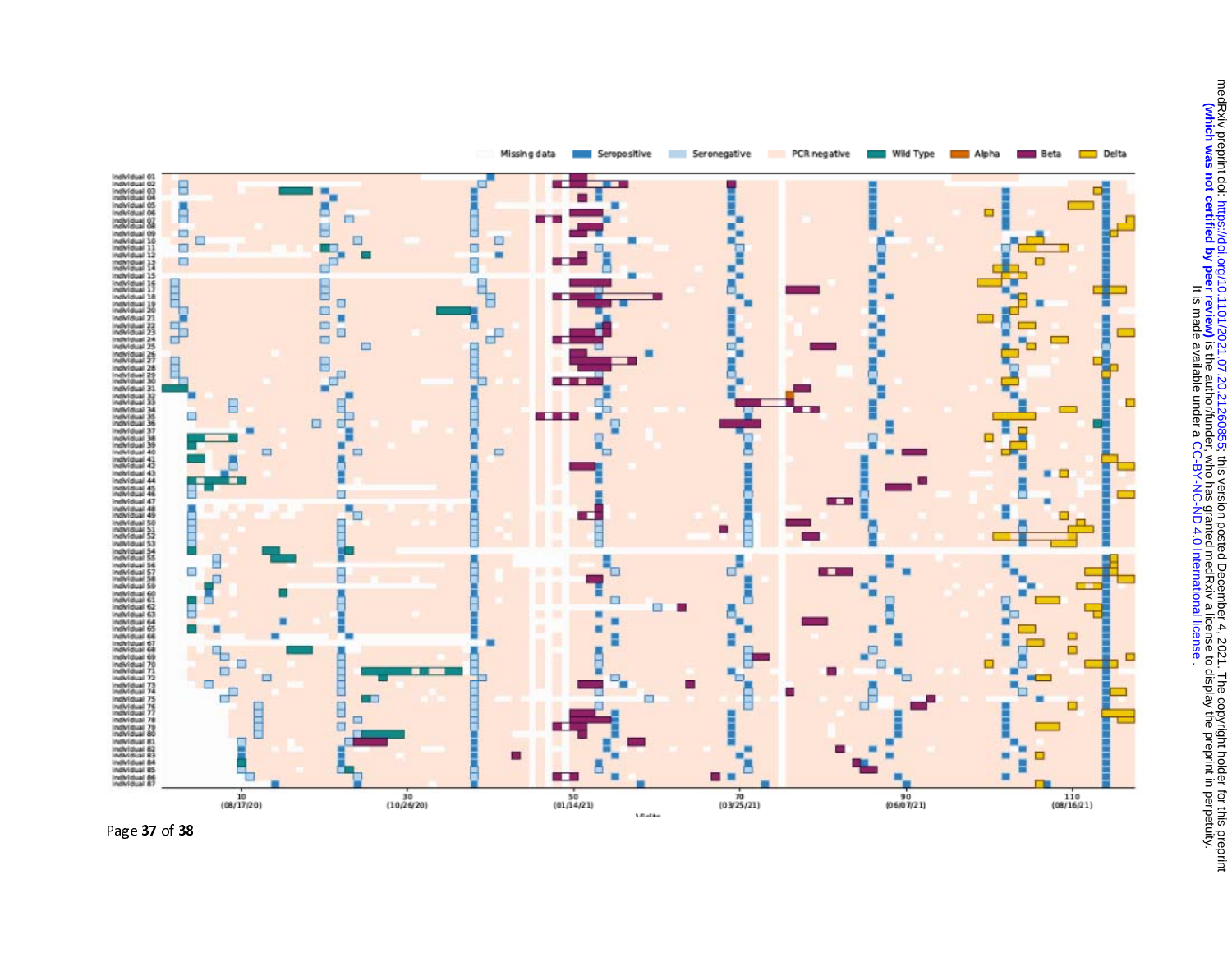Missing data | Seropositive | Seronegative | PCR negative | Wild Type | Alpha | Beta | Delta

Individual 01 – Individual 87

10 (08/17/20) | 30 (10/26/20) | 50 (01/14/21) | 70 (03/25/21) | 90 (06/07/21) | 110 (08/16/21)

Visits